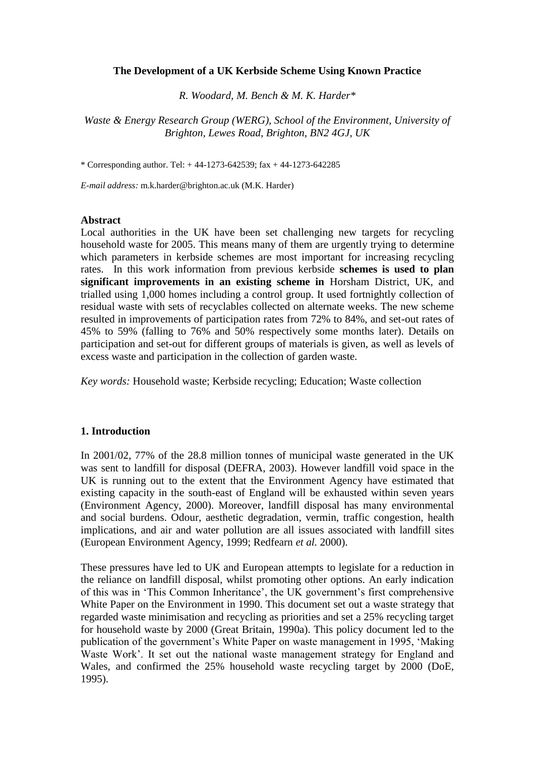# The Development of a UK Kerbside Scheme Using Known Practice

*R. Woodard, M. Bench & M. K. Harder**

*Waste & Energy Research Group (WERG), School of the Environment, University of Brighton, Lewes Road, Brighton, BN2 4GJ, UK*

* Corresponding author. Tel: + 44-1273-642539; fax + 44-1273-642285

*E-mail address:* m.k.harder@brighton.ac.uk (M.K. Harder)

## Abstract

Local authorities in the UK have been set challenging new targets for recycling household waste for 2005. This means many of them are urgently trying to determine which parameters in kerbside schemes are most important for increasing recycling rates. In this work information from previous kerbside **schemes is used to plan significant improvements in an existing scheme in** Horsham District, UK, and trialled using 1,000 homes including a control group. It used fortnightly collection of residual waste with sets of recyclables collected on alternate weeks. The new scheme resulted in improvements of participation rates from 72% to 84%, and set-out rates of 45% to 59% (falling to 76% and 50% respectively some months later). Details on participation and set-out for different groups of materials is given, as well as levels of excess waste and participation in the collection of garden waste.

*Key words:* Household waste; Kerbside recycling; Education; Waste collection

## 1. Introduction

In 2001/02, 77% of the 28.8 million tonnes of municipal waste generated in the UK was sent to landfill for disposal (DEFRA, 2003). However landfill void space in the UK is running out to the extent that the Environment Agency have estimated that existing capacity in the south-east of England will be exhausted within seven years (Environment Agency, 2000). Moreover, landfill disposal has many environmental and social burdens. Odour, aesthetic degradation, vermin, traffic congestion, health implications, and air and water pollution are all issues associated with landfill sites (European Environment Agency, 1999; Redfearn *et al.* 2000).

These pressures have led to UK and European attempts to legislate for a reduction in the reliance on landfill disposal, whilst promoting other options. An early indication of this was in 'This Common Inheritance', the UK government's first comprehensive White Paper on the Environment in 1990. This document set out a waste strategy that regarded waste minimisation and recycling as priorities and set a 25% recycling target for household waste by 2000 (Great Britain, 1990a). This policy document led to the publication of the government's White Paper on waste management in 1995, 'Making Waste Work'. It set out the national waste management strategy for England and Wales, and confirmed the 25% household waste recycling target by 2000 (DoE, 1995).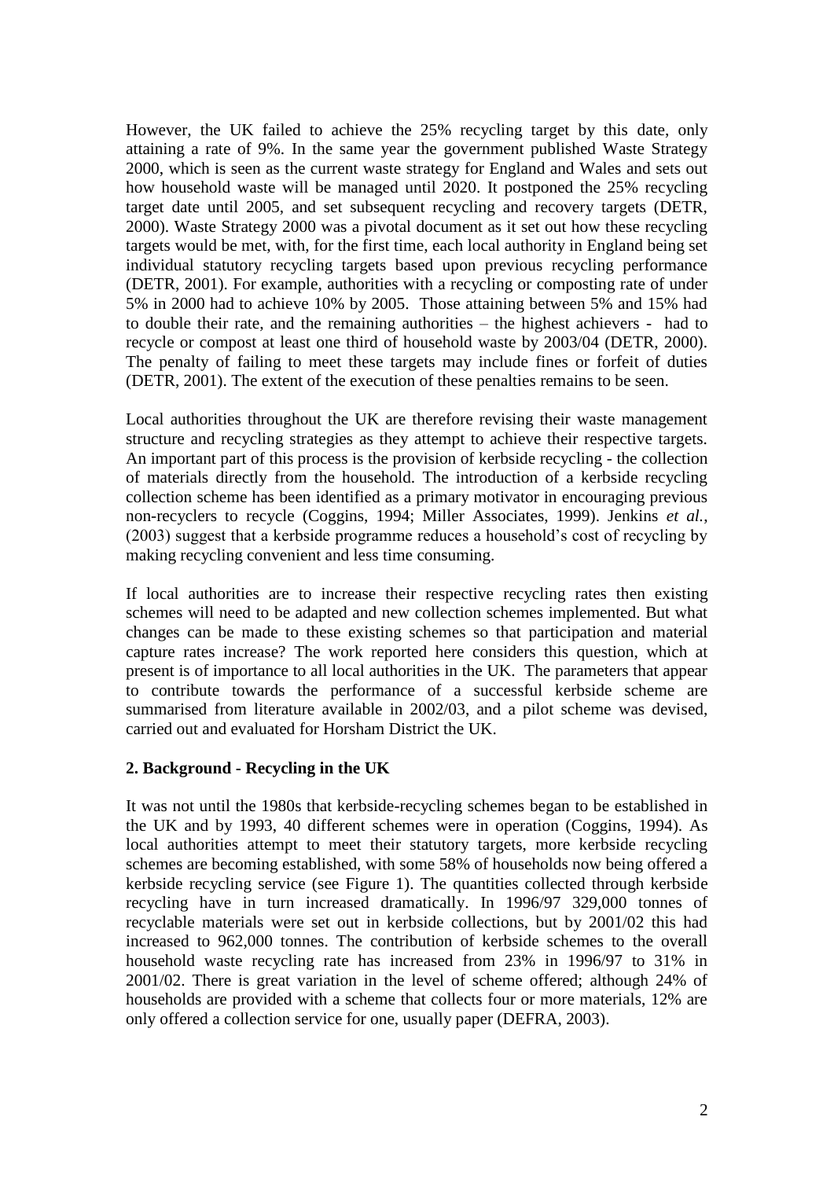However, the UK failed to achieve the 25% recycling target by this date, only attaining a rate of 9%. In the same year the government published Waste Strategy 2000, which is seen as the current waste strategy for England and Wales and sets out how household waste will be managed until 2020. It postponed the 25% recycling target date until 2005, and set subsequent recycling and recovery targets (DETR, 2000). Waste Strategy 2000 was a pivotal document as it set out how these recycling targets would be met, with, for the first time, each local authority in England being set individual statutory recycling targets based upon previous recycling performance (DETR, 2001). For example, authorities with a recycling or composting rate of under 5% in 2000 had to achieve 10% by 2005. Those attaining between 5% and 15% had to double their rate, and the remaining authorities – the highest achievers - had to recycle or compost at least one third of household waste by 2003/04 (DETR, 2000). The penalty of failing to meet these targets may include fines or forfeit of duties (DETR, 2001). The extent of the execution of these penalties remains to be seen.

Local authorities throughout the UK are therefore revising their waste management structure and recycling strategies as they attempt to achieve their respective targets. An important part of this process is the provision of kerbside recycling - the collection of materials directly from the household. The introduction of a kerbside recycling collection scheme has been identified as a primary motivator in encouraging previous non-recyclers to recycle (Coggins, 1994; Miller Associates, 1999). Jenkins *et al.*, (2003) suggest that a kerbside programme reduces a household's cost of recycling by making recycling convenient and less time consuming.

If local authorities are to increase their respective recycling rates then existing schemes will need to be adapted and new collection schemes implemented. But what changes can be made to these existing schemes so that participation and material capture rates increase? The work reported here considers this question, which at present is of importance to all local authorities in the UK. The parameters that appear to contribute towards the performance of a successful kerbside scheme are summarised from literature available in 2002/03, and a pilot scheme was devised, carried out and evaluated for Horsham District the UK.

## 2. Background - Recycling in the UK

It was not until the 1980s that kerbside-recycling schemes began to be established in the UK and by 1993, 40 different schemes were in operation (Coggins, 1994). As local authorities attempt to meet their statutory targets, more kerbside recycling schemes are becoming established, with some 58% of households now being offered a kerbside recycling service (see Figure 1). The quantities collected through kerbside recycling have in turn increased dramatically. In 1996/97 329,000 tonnes of recyclable materials were set out in kerbside collections, but by 2001/02 this had increased to 962,000 tonnes. The contribution of kerbside schemes to the overall household waste recycling rate has increased from 23% in 1996/97 to 31% in 2001/02. There is great variation in the level of scheme offered; although 24% of households are provided with a scheme that collects four or more materials, 12% are only offered a collection service for one, usually paper (DEFRA, 2003).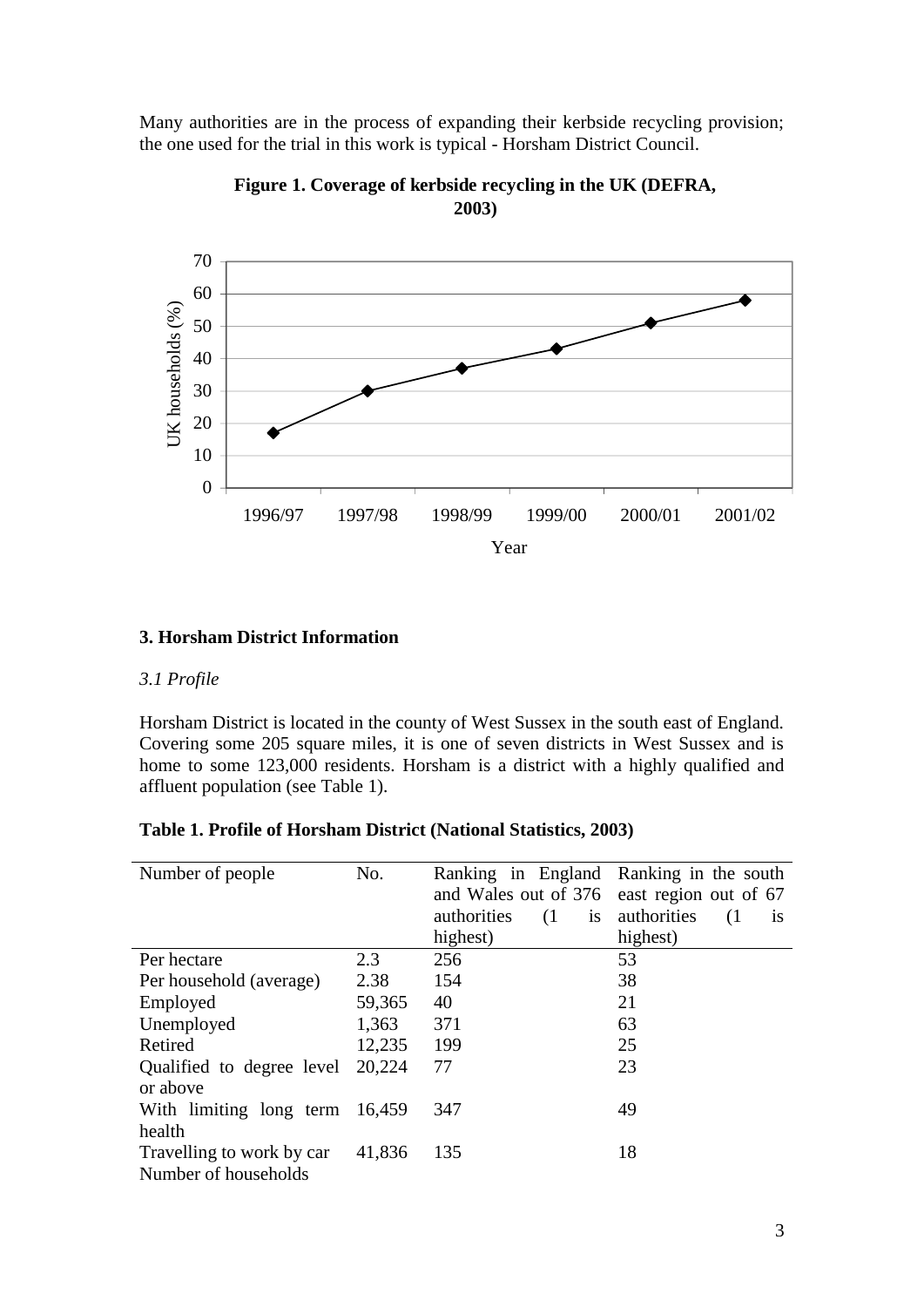Many authorities are in the process of expanding their kerbside recycling provision; the one used for the trial in this work is typical - Horsham District Council.

**Figure 1. Coverage of kerbside recycling in the UK (DEFRA, 2003)**

## 3. Horsham District Information

### *3.1 Profile*

Horsham District is located in the county of West Sussex in the south east of England. Covering some 205 square miles, it is one of seven districts in West Sussex and is home to some 123,000 residents. Horsham is a district with a highly qualified and affluent population (see Table 1).

**Table 1. Profile of Horsham District (National Statistics, 2003)**

| Number of people | No. | Ranking in England and Wales out of 376 authorities (1 is highest) | Ranking in the south east region out of 67 authorities (1 is highest) |
|---|---|---|---|
| Per hectare | 2.3 | 256 | 53 |
| Per household (average) | 2.38 | 154 | 38 |
| Employed | 59,365 | 40 | 21 |
| Unemployed | 1,363 | 371 | 63 |
| Retired | 12,235 | 199 | 25 |
| Qualified to degree level or above | 20,224 | 77 | 23 |
| With limiting long term health | 16,459 | 347 | 49 |
| Travelling to work by car | 41,836 | 135 | 18 |
| Number of households | | | |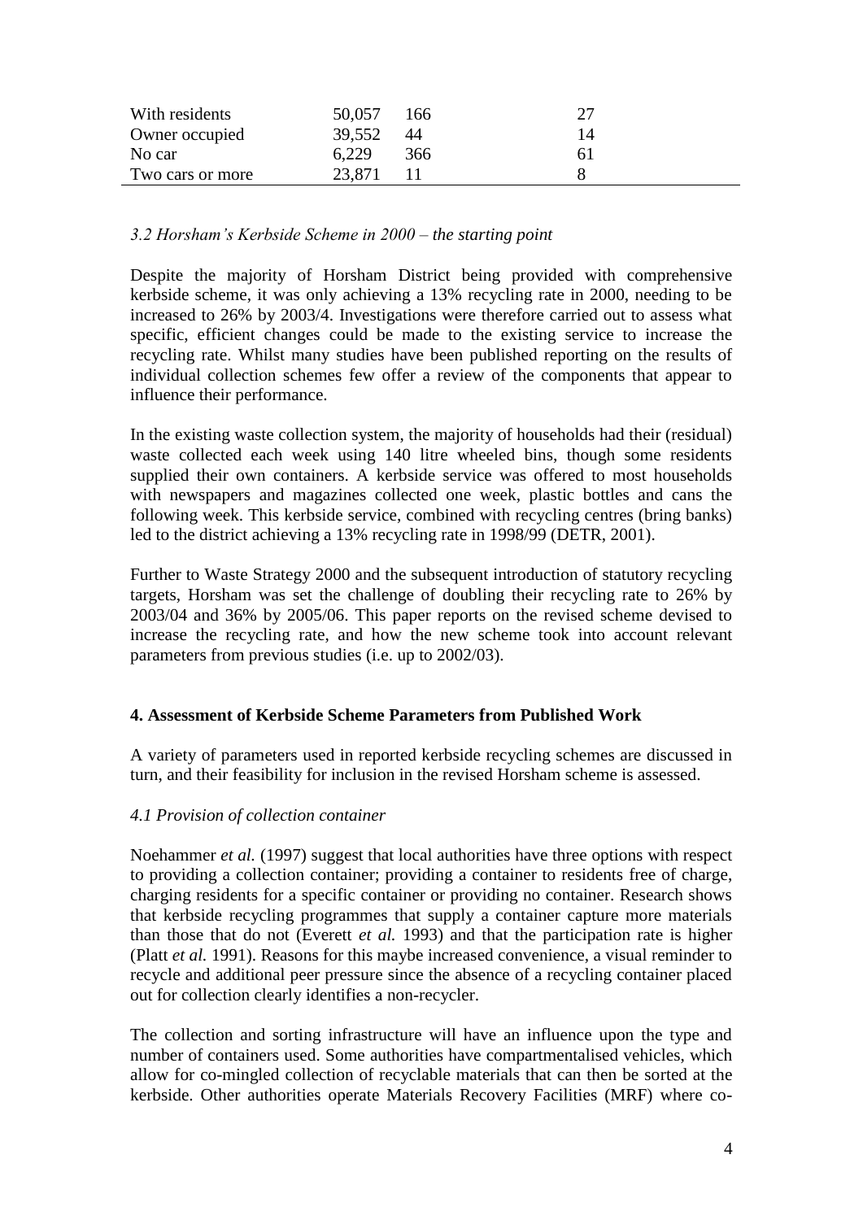| | | | |
|---|---|---|---|
| With residents | 50,057 | 166 | 27 |
| Owner occupied | 39,552 | 44 | 14 |
| No car | 6,229 | 366 | 61 |
| Two cars or more | 23,871 | 11 | 8 |

### *3.2 Horsham's Kerbside Scheme in 2000 – the starting point*

Despite the majority of Horsham District being provided with comprehensive kerbside scheme, it was only achieving a 13% recycling rate in 2000, needing to be increased to 26% by 2003/4. Investigations were therefore carried out to assess what specific, efficient changes could be made to the existing service to increase the recycling rate. Whilst many studies have been published reporting on the results of individual collection schemes few offer a review of the components that appear to influence their performance.

In the existing waste collection system, the majority of households had their (residual) waste collected each week using 140 litre wheeled bins, though some residents supplied their own containers. A kerbside service was offered to most households with newspapers and magazines collected one week, plastic bottles and cans the following week. This kerbside service, combined with recycling centres (bring banks) led to the district achieving a 13% recycling rate in 1998/99 (DETR, 2001).

Further to Waste Strategy 2000 and the subsequent introduction of statutory recycling targets, Horsham was set the challenge of doubling their recycling rate to 26% by 2003/04 and 36% by 2005/06. This paper reports on the revised scheme devised to increase the recycling rate, and how the new scheme took into account relevant parameters from previous studies (i.e. up to 2002/03).

## **4. Assessment of Kerbside Scheme Parameters from Published Work**

A variety of parameters used in reported kerbside recycling schemes are discussed in turn, and their feasibility for inclusion in the revised Horsham scheme is assessed.

### *4.1 Provision of collection container*

Noehammer *et al.* (1997) suggest that local authorities have three options with respect to providing a collection container; providing a container to residents free of charge, charging residents for a specific container or providing no container. Research shows that kerbside recycling programmes that supply a container capture more materials than those that do not (Everett *et al.* 1993) and that the participation rate is higher (Platt *et al.* 1991). Reasons for this maybe increased convenience, a visual reminder to recycle and additional peer pressure since the absence of a recycling container placed out for collection clearly identifies a non-recycler.

The collection and sorting infrastructure will have an influence upon the type and number of containers used. Some authorities have compartmentalised vehicles, which allow for co-mingled collection of recyclable materials that can then be sorted at the kerbside. Other authorities operate Materials Recovery Facilities (MRF) where co-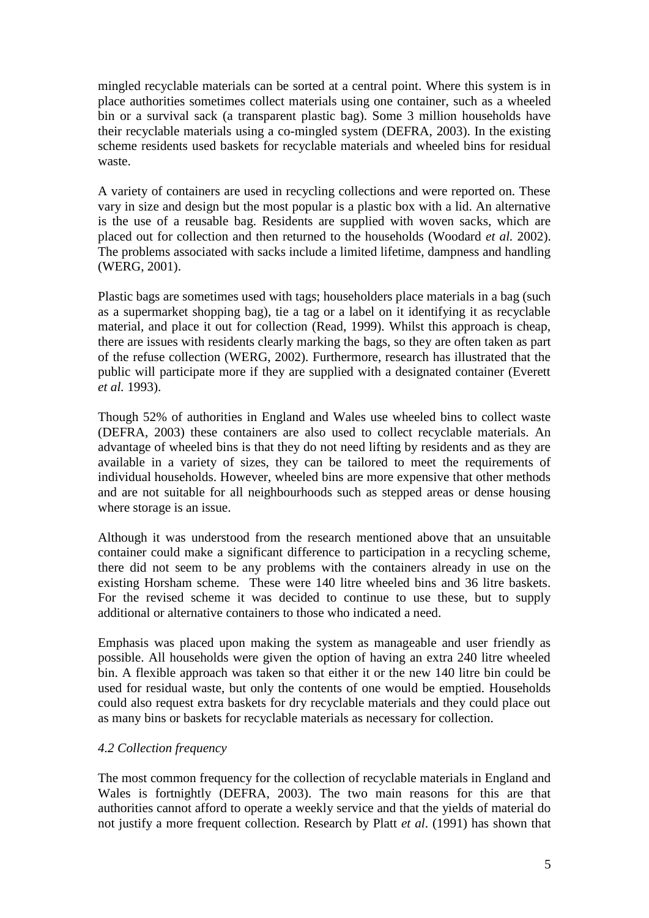mingled recyclable materials can be sorted at a central point. Where this system is in place authorities sometimes collect materials using one container, such as a wheeled bin or a survival sack (a transparent plastic bag). Some 3 million households have their recyclable materials using a co-mingled system (DEFRA, 2003). In the existing scheme residents used baskets for recyclable materials and wheeled bins for residual waste.

A variety of containers are used in recycling collections and were reported on. These vary in size and design but the most popular is a plastic box with a lid. An alternative is the use of a reusable bag. Residents are supplied with woven sacks, which are placed out for collection and then returned to the households (Woodard *et al.* 2002). The problems associated with sacks include a limited lifetime, dampness and handling (WERG, 2001).

Plastic bags are sometimes used with tags; householders place materials in a bag (such as a supermarket shopping bag), tie a tag or a label on it identifying it as recyclable material, and place it out for collection (Read, 1999). Whilst this approach is cheap, there are issues with residents clearly marking the bags, so they are often taken as part of the refuse collection (WERG, 2002). Furthermore, research has illustrated that the public will participate more if they are supplied with a designated container (Everett *et al.* 1993).

Though 52% of authorities in England and Wales use wheeled bins to collect waste (DEFRA, 2003) these containers are also used to collect recyclable materials. An advantage of wheeled bins is that they do not need lifting by residents and as they are available in a variety of sizes, they can be tailored to meet the requirements of individual households. However, wheeled bins are more expensive that other methods and are not suitable for all neighbourhoods such as stepped areas or dense housing where storage is an issue.

Although it was understood from the research mentioned above that an unsuitable container could make a significant difference to participation in a recycling scheme, there did not seem to be any problems with the containers already in use on the existing Horsham scheme. These were 140 litre wheeled bins and 36 litre baskets. For the revised scheme it was decided to continue to use these, but to supply additional or alternative containers to those who indicated a need.

Emphasis was placed upon making the system as manageable and user friendly as possible. All households were given the option of having an extra 240 litre wheeled bin. A flexible approach was taken so that either it or the new 140 litre bin could be used for residual waste, but only the contents of one would be emptied. Households could also request extra baskets for dry recyclable materials and they could place out as many bins or baskets for recyclable materials as necessary for collection.

*4.2 Collection frequency*

The most common frequency for the collection of recyclable materials in England and Wales is fortnightly (DEFRA, 2003). The two main reasons for this are that authorities cannot afford to operate a weekly service and that the yields of material do not justify a more frequent collection. Research by Platt *et al*. (1991) has shown that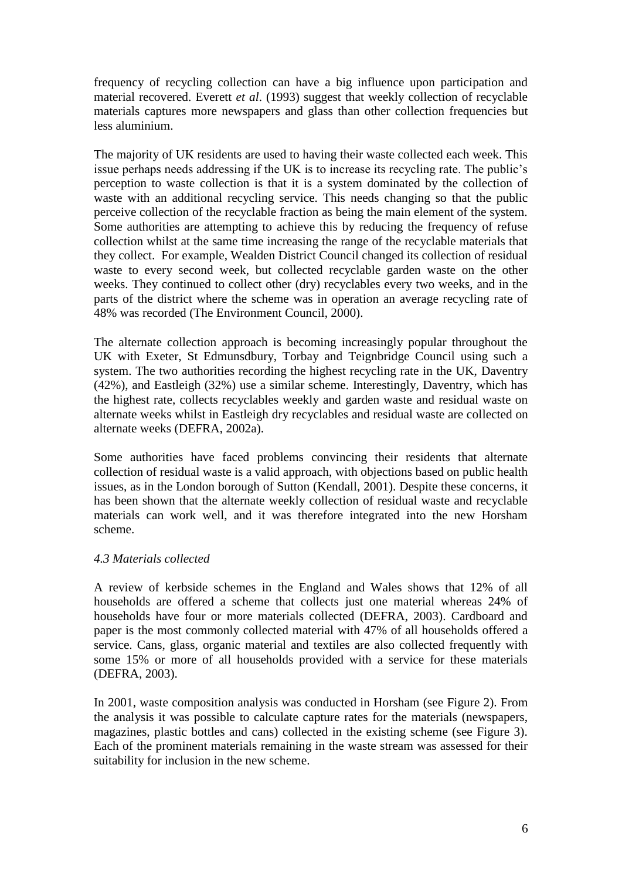frequency of recycling collection can have a big influence upon participation and material recovered. Everett *et al*. (1993) suggest that weekly collection of recyclable materials captures more newspapers and glass than other collection frequencies but less aluminium.

The majority of UK residents are used to having their waste collected each week. This issue perhaps needs addressing if the UK is to increase its recycling rate. The public's perception to waste collection is that it is a system dominated by the collection of waste with an additional recycling service. This needs changing so that the public perceive collection of the recyclable fraction as being the main element of the system. Some authorities are attempting to achieve this by reducing the frequency of refuse collection whilst at the same time increasing the range of the recyclable materials that they collect. For example, Wealden District Council changed its collection of residual waste to every second week, but collected recyclable garden waste on the other weeks. They continued to collect other (dry) recyclables every two weeks, and in the parts of the district where the scheme was in operation an average recycling rate of 48% was recorded (The Environment Council, 2000).

The alternate collection approach is becoming increasingly popular throughout the UK with Exeter, St Edmunsdbury, Torbay and Teignbridge Council using such a system. The two authorities recording the highest recycling rate in the UK, Daventry (42%), and Eastleigh (32%) use a similar scheme. Interestingly, Daventry, which has the highest rate, collects recyclables weekly and garden waste and residual waste on alternate weeks whilst in Eastleigh dry recyclables and residual waste are collected on alternate weeks (DEFRA, 2002a).

Some authorities have faced problems convincing their residents that alternate collection of residual waste is a valid approach, with objections based on public health issues, as in the London borough of Sutton (Kendall, 2001). Despite these concerns, it has been shown that the alternate weekly collection of residual waste and recyclable materials can work well, and it was therefore integrated into the new Horsham scheme.

### *4.3 Materials collected*

A review of kerbside schemes in the England and Wales shows that 12% of all households are offered a scheme that collects just one material whereas 24% of households have four or more materials collected (DEFRA, 2003). Cardboard and paper is the most commonly collected material with 47% of all households offered a service. Cans, glass, organic material and textiles are also collected frequently with some 15% or more of all households provided with a service for these materials (DEFRA, 2003).

In 2001, waste composition analysis was conducted in Horsham (see Figure 2). From the analysis it was possible to calculate capture rates for the materials (newspapers, magazines, plastic bottles and cans) collected in the existing scheme (see Figure 3). Each of the prominent materials remaining in the waste stream was assessed for their suitability for inclusion in the new scheme.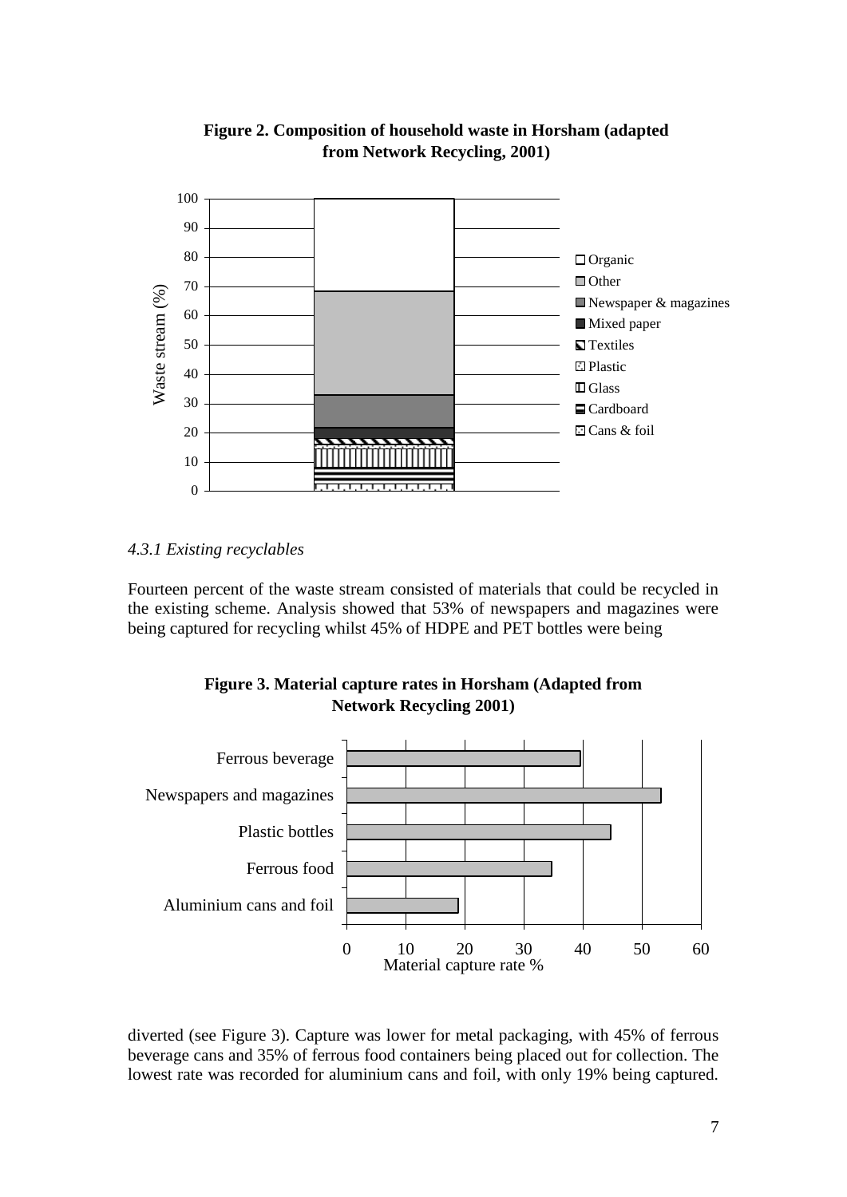**Figure 2. Composition of household waste in Horsham (adapted from Network Recycling, 2001)**

#### 4.3.1 Existing recyclables

*4.3.1 Existing recyclables*

Fourteen percent of the waste stream consisted of materials that could be recycled in the existing scheme. Analysis showed that 53% of newspapers and magazines were being captured for recycling whilst 45% of HDPE and PET bottles were being

**Figure 3. Material capture rates in Horsham (Adapted from Network Recycling 2001)**

diverted (see Figure 3). Capture was lower for metal packaging, with 45% of ferrous beverage cans and 35% of ferrous food containers being placed out for collection. The lowest rate was recorded for aluminium cans and foil, with only 19% being captured.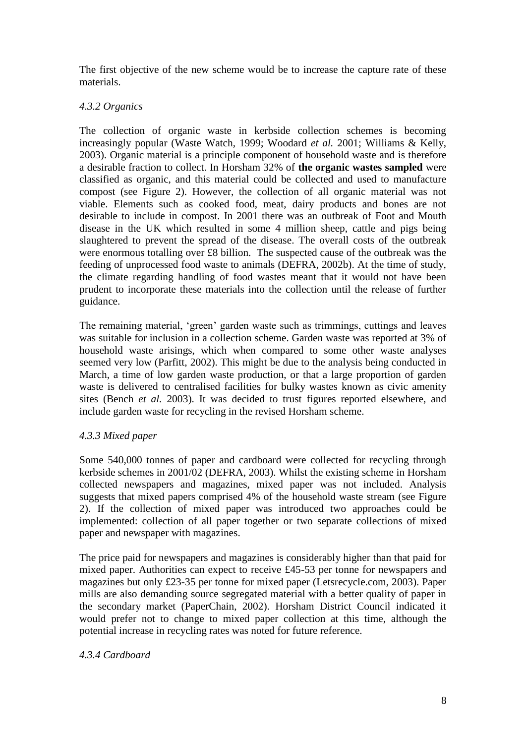The first objective of the new scheme would be to increase the capture rate of these materials.

### *4.3.2 Organics*

The collection of organic waste in kerbside collection schemes is becoming increasingly popular (Waste Watch, 1999; Woodard *et al.* 2001; Williams & Kelly, 2003). Organic material is a principle component of household waste and is therefore a desirable fraction to collect. In Horsham 32% of **the organic wastes sampled** were classified as organic, and this material could be collected and used to manufacture compost (see Figure 2). However, the collection of all organic material was not viable. Elements such as cooked food, meat, dairy products and bones are not desirable to include in compost. In 2001 there was an outbreak of Foot and Mouth disease in the UK which resulted in some 4 million sheep, cattle and pigs being slaughtered to prevent the spread of the disease. The overall costs of the outbreak were enormous totalling over £8 billion. The suspected cause of the outbreak was the feeding of unprocessed food waste to animals (DEFRA, 2002b). At the time of study, the climate regarding handling of food wastes meant that it would not have been prudent to incorporate these materials into the collection until the release of further guidance.

The remaining material, 'green' garden waste such as trimmings, cuttings and leaves was suitable for inclusion in a collection scheme. Garden waste was reported at 3% of household waste arisings, which when compared to some other waste analyses seemed very low (Parfitt, 2002). This might be due to the analysis being conducted in March, a time of low garden waste production, or that a large proportion of garden waste is delivered to centralised facilities for bulky wastes known as civic amenity sites (Bench *et al.* 2003). It was decided to trust figures reported elsewhere, and include garden waste for recycling in the revised Horsham scheme.

### *4.3.3 Mixed paper*

Some 540,000 tonnes of paper and cardboard were collected for recycling through kerbside schemes in 2001/02 (DEFRA, 2003). Whilst the existing scheme in Horsham collected newspapers and magazines, mixed paper was not included. Analysis suggests that mixed papers comprised 4% of the household waste stream (see Figure 2). If the collection of mixed paper was introduced two approaches could be implemented: collection of all paper together or two separate collections of mixed paper and newspaper with magazines.

The price paid for newspapers and magazines is considerably higher than that paid for mixed paper. Authorities can expect to receive £45-53 per tonne for newspapers and magazines but only £23-35 per tonne for mixed paper (Letsrecycle.com, 2003). Paper mills are also demanding source segregated material with a better quality of paper in the secondary market (PaperChain, 2002). Horsham District Council indicated it would prefer not to change to mixed paper collection at this time, although the potential increase in recycling rates was noted for future reference.

### *4.3.4 Cardboard*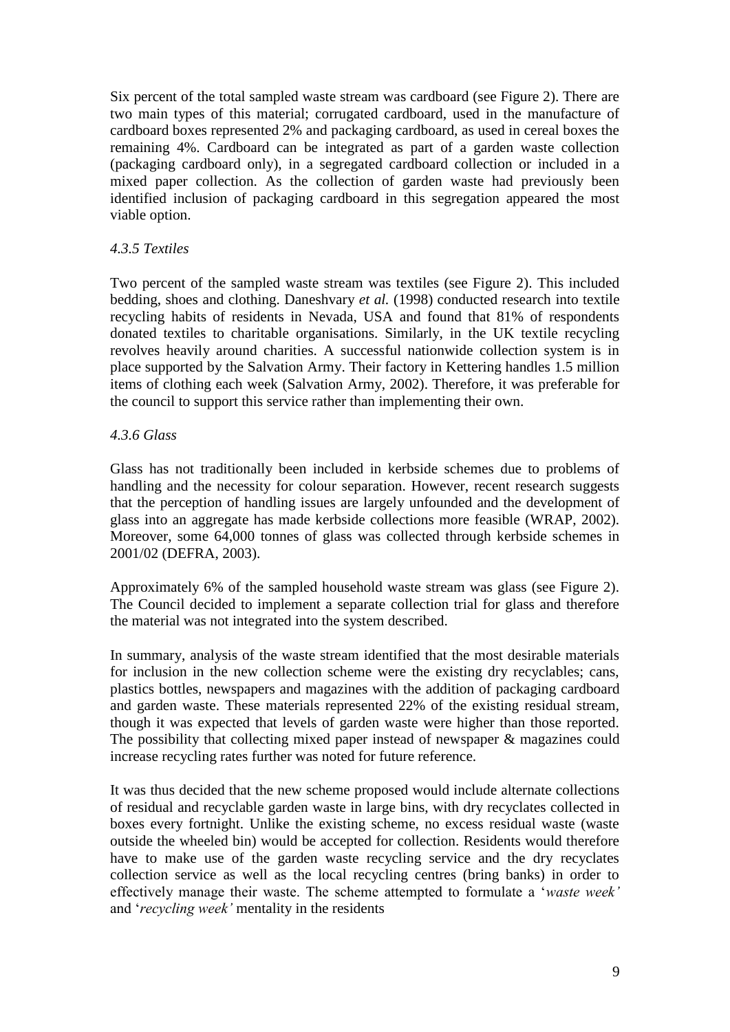Six percent of the total sampled waste stream was cardboard (see Figure 2). There are two main types of this material; corrugated cardboard, used in the manufacture of cardboard boxes represented 2% and packaging cardboard, as used in cereal boxes the remaining 4%. Cardboard can be integrated as part of a garden waste collection (packaging cardboard only), in a segregated cardboard collection or included in a mixed paper collection. As the collection of garden waste had previously been identified inclusion of packaging cardboard in this segregation appeared the most viable option.

#### *4.3.5 Textiles*

Two percent of the sampled waste stream was textiles (see Figure 2). This included bedding, shoes and clothing. Daneshvary *et al.* (1998) conducted research into textile recycling habits of residents in Nevada, USA and found that 81% of respondents donated textiles to charitable organisations. Similarly, in the UK textile recycling revolves heavily around charities. A successful nationwide collection system is in place supported by the Salvation Army. Their factory in Kettering handles 1.5 million items of clothing each week (Salvation Army, 2002). Therefore, it was preferable for the council to support this service rather than implementing their own.

#### *4.3.6 Glass*

Glass has not traditionally been included in kerbside schemes due to problems of handling and the necessity for colour separation. However, recent research suggests that the perception of handling issues are largely unfounded and the development of glass into an aggregate has made kerbside collections more feasible (WRAP, 2002). Moreover, some 64,000 tonnes of glass was collected through kerbside schemes in 2001/02 (DEFRA, 2003).

Approximately 6% of the sampled household waste stream was glass (see Figure 2). The Council decided to implement a separate collection trial for glass and therefore the material was not integrated into the system described.

In summary, analysis of the waste stream identified that the most desirable materials for inclusion in the new collection scheme were the existing dry recyclables; cans, plastics bottles, newspapers and magazines with the addition of packaging cardboard and garden waste. These materials represented 22% of the existing residual stream, though it was expected that levels of garden waste were higher than those reported. The possibility that collecting mixed paper instead of newspaper & magazines could increase recycling rates further was noted for future reference.

It was thus decided that the new scheme proposed would include alternate collections of residual and recyclable garden waste in large bins, with dry recyclates collected in boxes every fortnight. Unlike the existing scheme, no excess residual waste (waste outside the wheeled bin) would be accepted for collection. Residents would therefore have to make use of the garden waste recycling service and the dry recyclates collection service as well as the local recycling centres (bring banks) in order to effectively manage their waste. The scheme attempted to formulate a '*waste week'* and '*recycling week'* mentality in the residents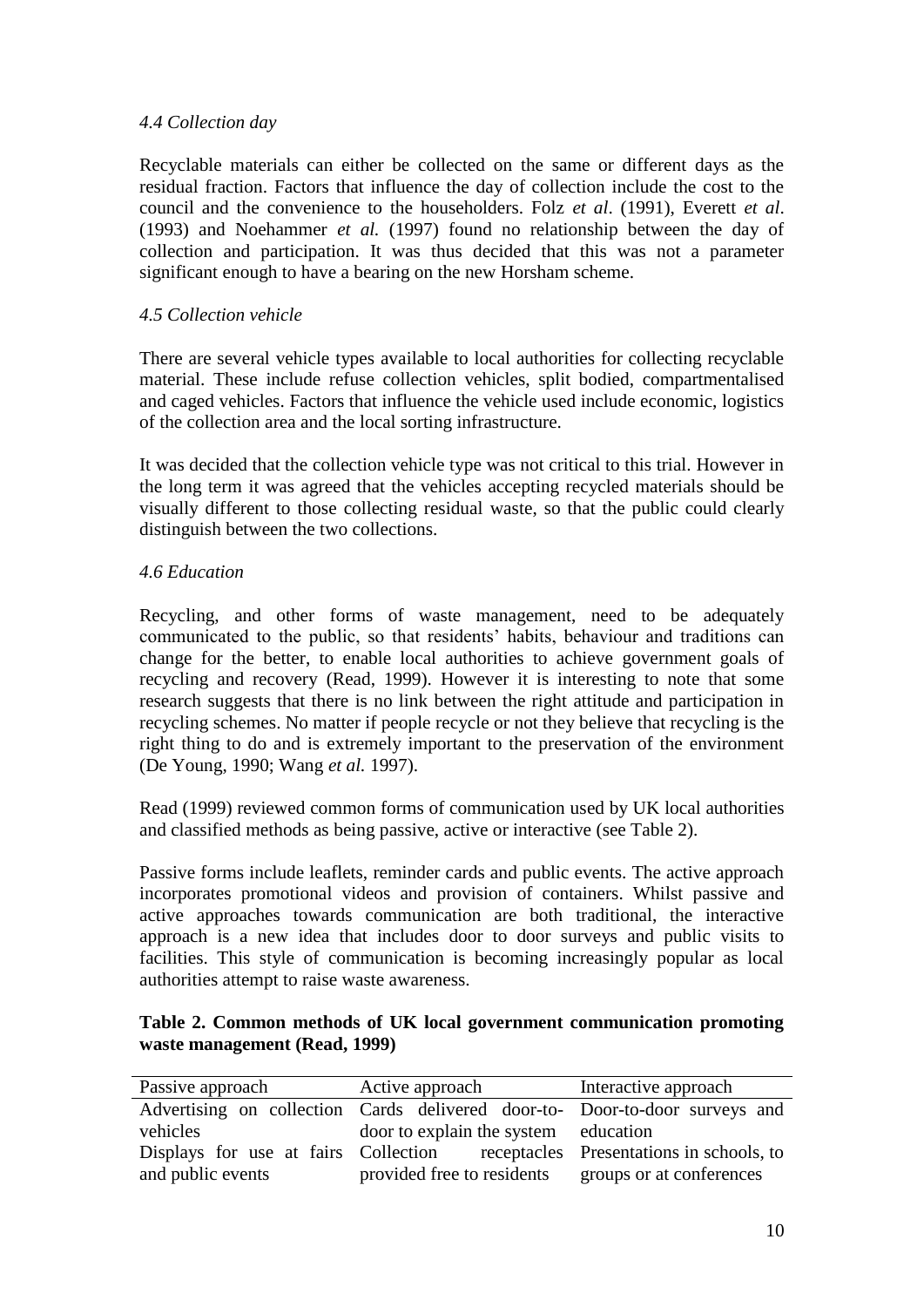*4.4 Collection day*

Recyclable materials can either be collected on the same or different days as the residual fraction. Factors that influence the day of collection include the cost to the council and the convenience to the householders. Folz *et al*. (1991), Everett *et al*. (1993) and Noehammer *et al.* (1997) found no relationship between the day of collection and participation. It was thus decided that this was not a parameter significant enough to have a bearing on the new Horsham scheme.

*4.5 Collection vehicle*

There are several vehicle types available to local authorities for collecting recyclable material. These include refuse collection vehicles, split bodied, compartmentalised and caged vehicles. Factors that influence the vehicle used include economic, logistics of the collection area and the local sorting infrastructure.

It was decided that the collection vehicle type was not critical to this trial. However in the long term it was agreed that the vehicles accepting recycled materials should be visually different to those collecting residual waste, so that the public could clearly distinguish between the two collections.

*4.6 Education*

Recycling, and other forms of waste management, need to be adequately communicated to the public, so that residents' habits, behaviour and traditions can change for the better, to enable local authorities to achieve government goals of recycling and recovery (Read, 1999). However it is interesting to note that some research suggests that there is no link between the right attitude and participation in recycling schemes. No matter if people recycle or not they believe that recycling is the right thing to do and is extremely important to the preservation of the environment (De Young, 1990; Wang *et al.* 1997).

Read (1999) reviewed common forms of communication used by UK local authorities and classified methods as being passive, active or interactive (see Table 2).

Passive forms include leaflets, reminder cards and public events. The active approach incorporates promotional videos and provision of containers. Whilst passive and active approaches towards communication are both traditional, the interactive approach is a new idea that includes door to door surveys and public visits to facilities. This style of communication is becoming increasingly popular as local authorities attempt to raise waste awareness.

**Table 2. Common methods of UK local government communication promoting waste management (Read, 1999)**

| Passive approach | Active approach | Interactive approach |
| --- | --- | --- |
| Advertising on collection vehicles | Cards delivered door-to-door to explain the system | Door-to-door surveys and education |
| Displays for use at fairs and public events | Collection receptacles provided free to residents | Presentations in schools, to groups or at conferences |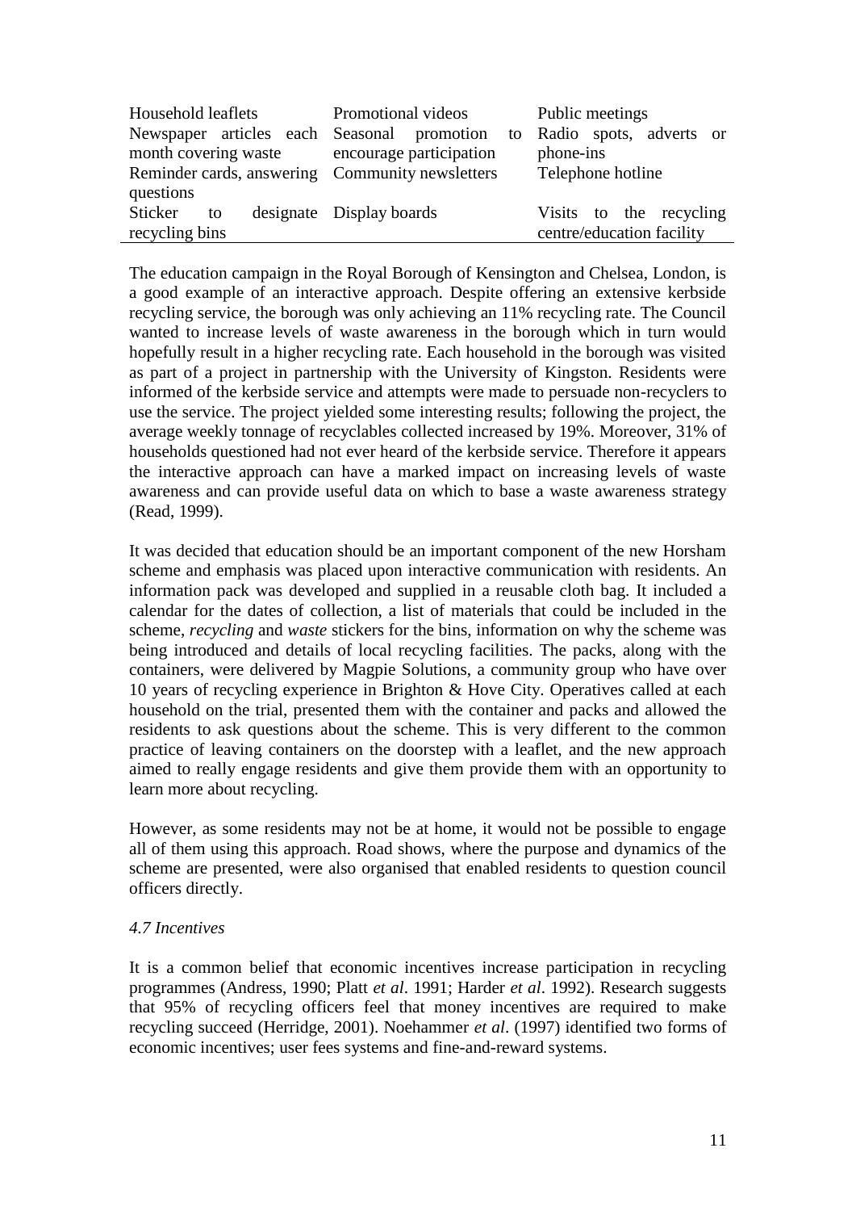| | | |
|---|---|---|
| Household leaflets | Promotional videos | Public meetings |
| Newspaper articles each month covering waste | Seasonal promotion to encourage participation | Radio spots, adverts or phone-ins |
| Reminder cards, answering questions | Community newsletters | Telephone hotline |
| Sticker to designate recycling bins | Display boards | Visits to the recycling centre/education facility |

The education campaign in the Royal Borough of Kensington and Chelsea, London, is a good example of an interactive approach. Despite offering an extensive kerbside recycling service, the borough was only achieving an 11% recycling rate. The Council wanted to increase levels of waste awareness in the borough which in turn would hopefully result in a higher recycling rate. Each household in the borough was visited as part of a project in partnership with the University of Kingston. Residents were informed of the kerbside service and attempts were made to persuade non-recyclers to use the service. The project yielded some interesting results; following the project, the average weekly tonnage of recyclables collected increased by 19%. Moreover, 31% of households questioned had not ever heard of the kerbside service. Therefore it appears the interactive approach can have a marked impact on increasing levels of waste awareness and can provide useful data on which to base a waste awareness strategy (Read, 1999).

It was decided that education should be an important component of the new Horsham scheme and emphasis was placed upon interactive communication with residents. An information pack was developed and supplied in a reusable cloth bag. It included a calendar for the dates of collection, a list of materials that could be included in the scheme, *recycling* and *waste* stickers for the bins, information on why the scheme was being introduced and details of local recycling facilities. The packs, along with the containers, were delivered by Magpie Solutions, a community group who have over 10 years of recycling experience in Brighton & Hove City. Operatives called at each household on the trial, presented them with the container and packs and allowed the residents to ask questions about the scheme. This is very different to the common practice of leaving containers on the doorstep with a leaflet, and the new approach aimed to really engage residents and give them provide them with an opportunity to learn more about recycling.

However, as some residents may not be at home, it would not be possible to engage all of them using this approach. Road shows, where the purpose and dynamics of the scheme are presented, were also organised that enabled residents to question council officers directly.

### *4.7 Incentives*

It is a common belief that economic incentives increase participation in recycling programmes (Andress, 1990; Platt *et al*. 1991; Harder *et al*. 1992). Research suggests that 95% of recycling officers feel that money incentives are required to make recycling succeed (Herridge, 2001). Noehammer *et al*. (1997) identified two forms of economic incentives; user fees systems and fine-and-reward systems.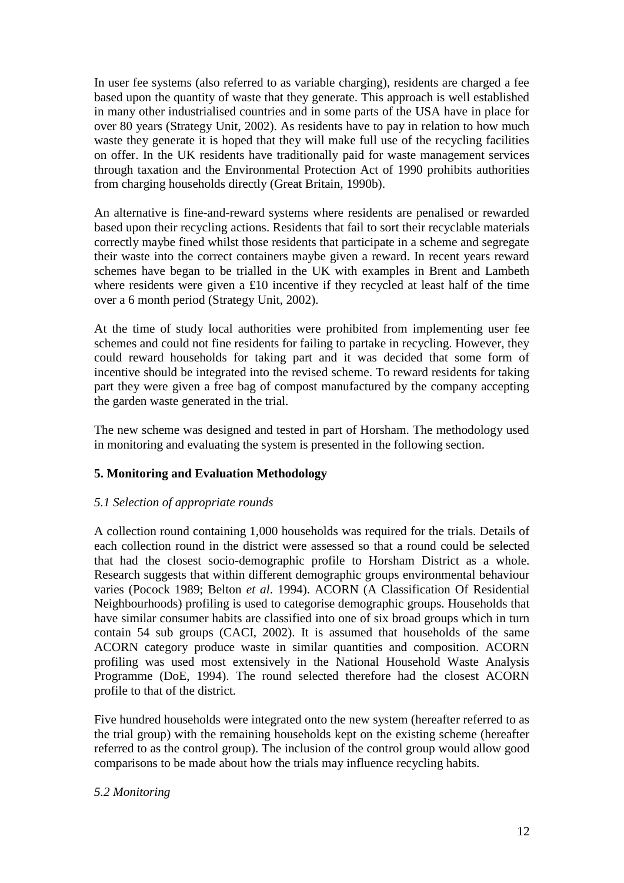In user fee systems (also referred to as variable charging), residents are charged a fee based upon the quantity of waste that they generate. This approach is well established in many other industrialised countries and in some parts of the USA have in place for over 80 years (Strategy Unit, 2002). As residents have to pay in relation to how much waste they generate it is hoped that they will make full use of the recycling facilities on offer. In the UK residents have traditionally paid for waste management services through taxation and the Environmental Protection Act of 1990 prohibits authorities from charging households directly (Great Britain, 1990b).

An alternative is fine-and-reward systems where residents are penalised or rewarded based upon their recycling actions. Residents that fail to sort their recyclable materials correctly maybe fined whilst those residents that participate in a scheme and segregate their waste into the correct containers maybe given a reward. In recent years reward schemes have began to be trialled in the UK with examples in Brent and Lambeth where residents were given a £10 incentive if they recycled at least half of the time over a 6 month period (Strategy Unit, 2002).

At the time of study local authorities were prohibited from implementing user fee schemes and could not fine residents for failing to partake in recycling. However, they could reward households for taking part and it was decided that some form of incentive should be integrated into the revised scheme. To reward residents for taking part they were given a free bag of compost manufactured by the company accepting the garden waste generated in the trial.

The new scheme was designed and tested in part of Horsham. The methodology used in monitoring and evaluating the system is presented in the following section.

## 5. Monitoring and Evaluation Methodology

### *5.1 Selection of appropriate rounds*

A collection round containing 1,000 households was required for the trials. Details of each collection round in the district were assessed so that a round could be selected that had the closest socio-demographic profile to Horsham District as a whole. Research suggests that within different demographic groups environmental behaviour varies (Pocock 1989; Belton *et al*. 1994). ACORN (A Classification Of Residential Neighbourhoods) profiling is used to categorise demographic groups. Households that have similar consumer habits are classified into one of six broad groups which in turn contain 54 sub groups (CACI, 2002). It is assumed that households of the same ACORN category produce waste in similar quantities and composition. ACORN profiling was used most extensively in the National Household Waste Analysis Programme (DoE, 1994). The round selected therefore had the closest ACORN profile to that of the district.

Five hundred households were integrated onto the new system (hereafter referred to as the trial group) with the remaining households kept on the existing scheme (hereafter referred to as the control group). The inclusion of the control group would allow good comparisons to be made about how the trials may influence recycling habits.

### *5.2 Monitoring*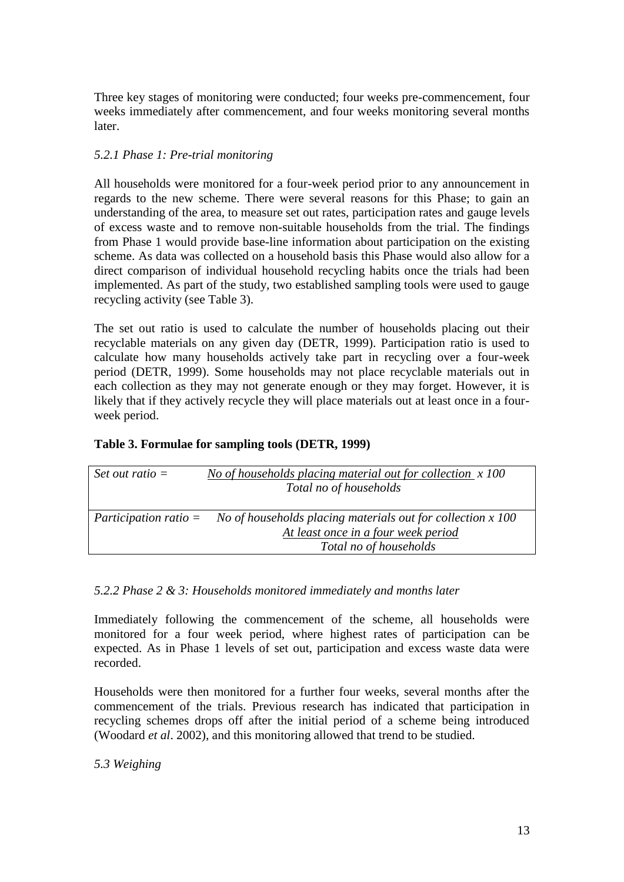Three key stages of monitoring were conducted; four weeks pre-commencement, four weeks immediately after commencement, and four weeks monitoring several months later.

*5.2.1 Phase 1: Pre-trial monitoring*

All households were monitored for a four-week period prior to any announcement in regards to the new scheme. There were several reasons for this Phase; to gain an understanding of the area, to measure set out rates, participation rates and gauge levels of excess waste and to remove non-suitable households from the trial. The findings from Phase 1 would provide base-line information about participation on the existing scheme. As data was collected on a household basis this Phase would also allow for a direct comparison of individual household recycling habits once the trials had been implemented. As part of the study, two established sampling tools were used to gauge recycling activity (see Table 3).

The set out ratio is used to calculate the number of households placing out their recyclable materials on any given day (DETR, 1999). Participation ratio is used to calculate how many households actively take part in recycling over a four-week period (DETR, 1999). Some households may not place recyclable materials out in each collection as they may not generate enough or they may forget. However, it is likely that if they actively recycle they will place materials out at least once in a four-week period.

**Table 3. Formulae for sampling tools (DETR, 1999)**

| | |
|---|---|
| *Set out ratio =* | *No of households placing material out for collection x 100* / *Total no of households* |
| *Participation ratio =* | *No of households placing materials out for collection x 100 At least once in a four week period* / *Total no of households* |

*5.2.2 Phase 2 & 3: Households monitored immediately and months later*

Immediately following the commencement of the scheme, all households were monitored for a four week period, where highest rates of participation can be expected. As in Phase 1 levels of set out, participation and excess waste data were recorded.

Households were then monitored for a further four weeks, several months after the commencement of the trials. Previous research has indicated that participation in recycling schemes drops off after the initial period of a scheme being introduced (Woodard *et al*. 2002), and this monitoring allowed that trend to be studied.

*5.3 Weighing*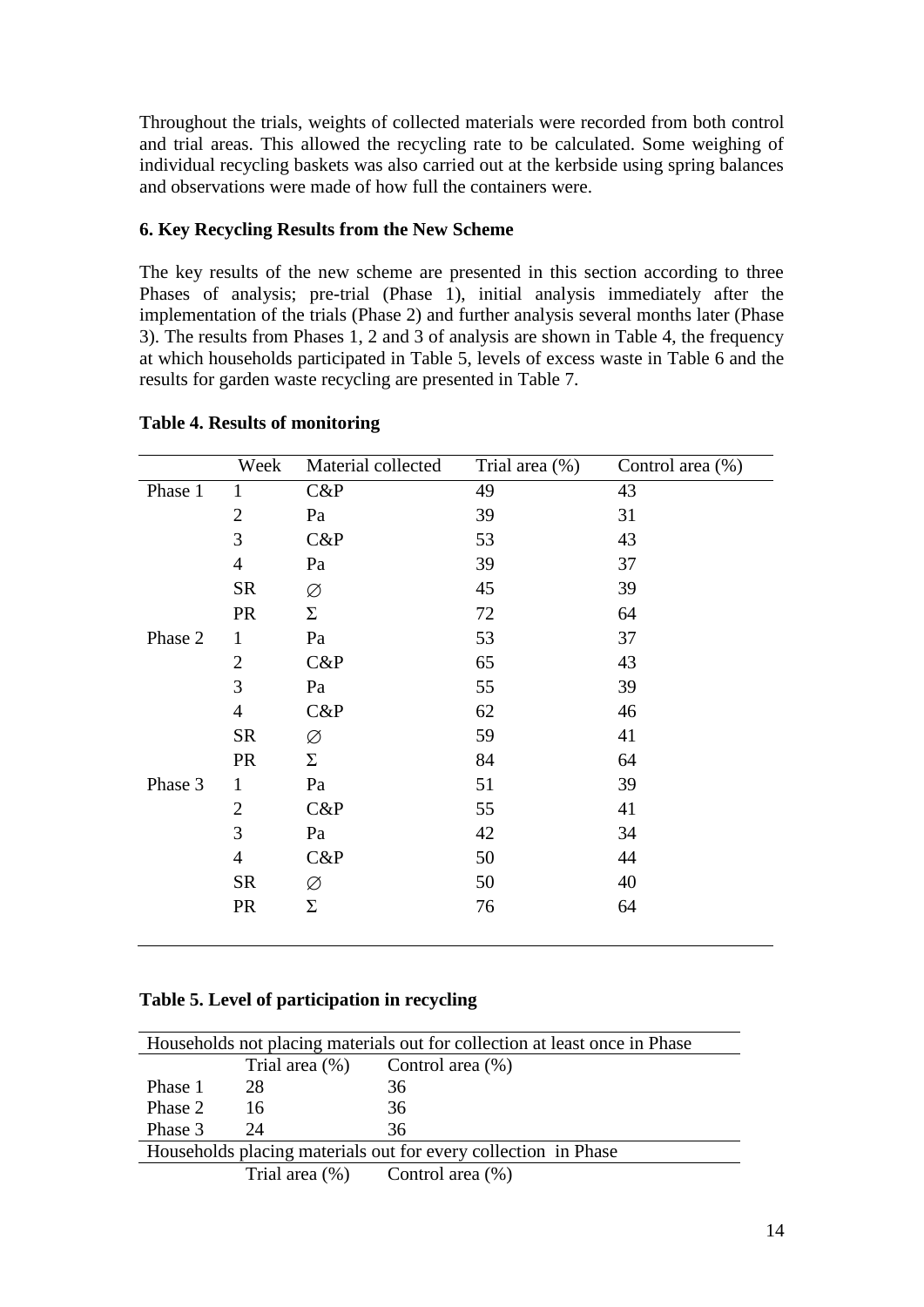Throughout the trials, weights of collected materials were recorded from both control and trial areas. This allowed the recycling rate to be calculated. Some weighing of individual recycling baskets was also carried out at the kerbside using spring balances and observations were made of how full the containers were.

### 6. Key Recycling Results from the New Scheme

The key results of the new scheme are presented in this section according to three Phases of analysis; pre-trial (Phase 1), initial analysis immediately after the implementation of the trials (Phase 2) and further analysis several months later (Phase 3). The results from Phases 1, 2 and 3 of analysis are shown in Table 4, the frequency at which households participated in Table 5, levels of excess waste in Table 6 and the results for garden waste recycling are presented in Table 7.

**Table 4. Results of monitoring**

| | Week | Material collected | Trial area (%) | Control area (%) |
|---|---|---|---|---|
| Phase 1 | 1 | C&P | 49 | 43 |
| | 2 | Pa | 39 | 31 |
| | 3 | C&P | 53 | 43 |
| | 4 | Pa | 39 | 37 |
| | SR | ∅ | 45 | 39 |
| | PR | Σ | 72 | 64 |
| Phase 2 | 1 | Pa | 53 | 37 |
| | 2 | C&P | 65 | 43 |
| | 3 | Pa | 55 | 39 |
| | 4 | C&P | 62 | 46 |
| | SR | ∅ | 59 | 41 |
| | PR | Σ | 84 | 64 |
| Phase 3 | 1 | Pa | 51 | 39 |
| | 2 | C&P | 55 | 41 |
| | 3 | Pa | 42 | 34 |
| | 4 | C&P | 50 | 44 |
| | SR | ∅ | 50 | 40 |
| | PR | Σ | 76 | 64 |

**Table 5. Level of participation in recycling**

| Households not placing materials out for collection at least once in Phase | | |
|---|---|---|
| | Trial area (%) | Control area (%) |
| Phase 1 | 28 | 36 |
| Phase 2 | 16 | 36 |
| Phase 3 | 24 | 36 |
| **Households placing materials out for every collection in Phase** | | |
| | Trial area (%) | Control area (%) |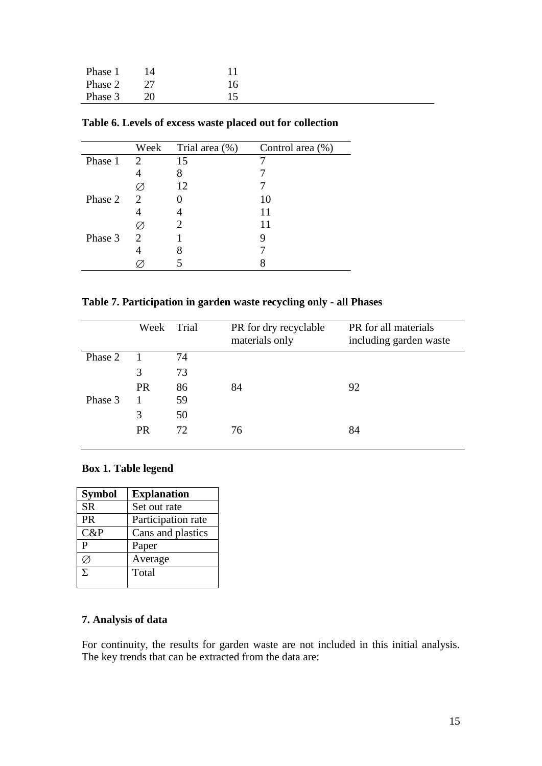| | | |
|---|---|---|
| Phase 1 | 14 | 11 |
| Phase 2 | 27 | 16 |
| Phase 3 | 20 | 15 |

**Table 6. Levels of excess waste placed out for collection**

| | Week | Trial area (%) | Control area (%) |
|---|---|---|---|
| Phase 1 | 2 | 15 | 7 |
| | 4 | 8 | 7 |
| | ∅ | 12 | 7 |
| Phase 2 | 2 | 0 | 10 |
| | 4 | 4 | 11 |
| | ∅ | 2 | 11 |
| Phase 3 | 2 | 1 | 9 |
| | 4 | 8 | 7 |
| | ∅ | 5 | 8 |

**Table 7. Participation in garden waste recycling only - all Phases**

| | Week | Trial | PR for dry recyclable materials only | PR for all materials including garden waste |
|---|---|---|---|---|
| Phase 2 | 1 | 74 | | |
| | 3 | 73 | | |
| | PR | 86 | 84 | 92 |
| Phase 3 | 1 | 59 | | |
| | 3 | 50 | | |
| | PR | 72 | 76 | 84 |

**Box 1. Table legend**

| Symbol | Explanation |
|---|---|
| SR | Set out rate |
| PR | Participation rate |
| C&P | Cans and plastics |
| P | Paper |
| ∅ | Average |
| Σ | Total |

## 7. Analysis of data

For continuity, the results for garden waste are not included in this initial analysis. The key trends that can be extracted from the data are: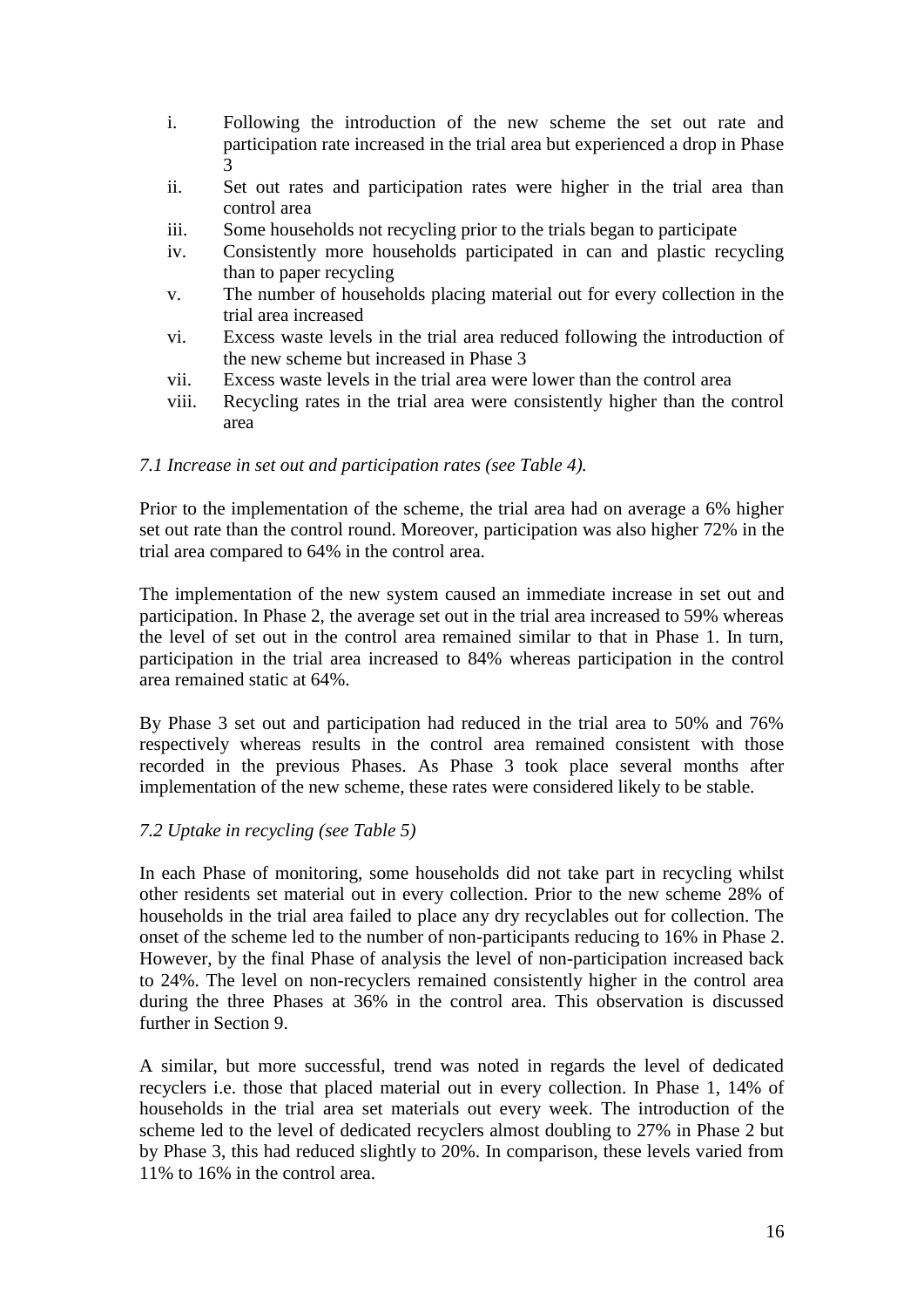i. Following the introduction of the new scheme the set out rate and participation rate increased in the trial area but experienced a drop in Phase 3
ii. Set out rates and participation rates were higher in the trial area than control area
iii. Some households not recycling prior to the trials began to participate
iv. Consistently more households participated in can and plastic recycling than to paper recycling
v. The number of households placing material out for every collection in the trial area increased
vi. Excess waste levels in the trial area reduced following the introduction of the new scheme but increased in Phase 3
vii. Excess waste levels in the trial area were lower than the control area
viii. Recycling rates in the trial area were consistently higher than the control area

*7.1 Increase in set out and participation rates (see Table 4).*

Prior to the implementation of the scheme, the trial area had on average a 6% higher set out rate than the control round. Moreover, participation was also higher 72% in the trial area compared to 64% in the control area.

The implementation of the new system caused an immediate increase in set out and participation. In Phase 2, the average set out in the trial area increased to 59% whereas the level of set out in the control area remained similar to that in Phase 1. In turn, participation in the trial area increased to 84% whereas participation in the control area remained static at 64%.

By Phase 3 set out and participation had reduced in the trial area to 50% and 76% respectively whereas results in the control area remained consistent with those recorded in the previous Phases. As Phase 3 took place several months after implementation of the new scheme, these rates were considered likely to be stable.

*7.2 Uptake in recycling (see Table 5)*

In each Phase of monitoring, some households did not take part in recycling whilst other residents set material out in every collection. Prior to the new scheme 28% of households in the trial area failed to place any dry recyclables out for collection. The onset of the scheme led to the number of non-participants reducing to 16% in Phase 2. However, by the final Phase of analysis the level of non-participation increased back to 24%. The level on non-recyclers remained consistently higher in the control area during the three Phases at 36% in the control area. This observation is discussed further in Section 9.

A similar, but more successful, trend was noted in regards the level of dedicated recyclers i.e. those that placed material out in every collection. In Phase 1, 14% of households in the trial area set materials out every week. The introduction of the scheme led to the level of dedicated recyclers almost doubling to 27% in Phase 2 but by Phase 3, this had reduced slightly to 20%. In comparison, these levels varied from 11% to 16% in the control area.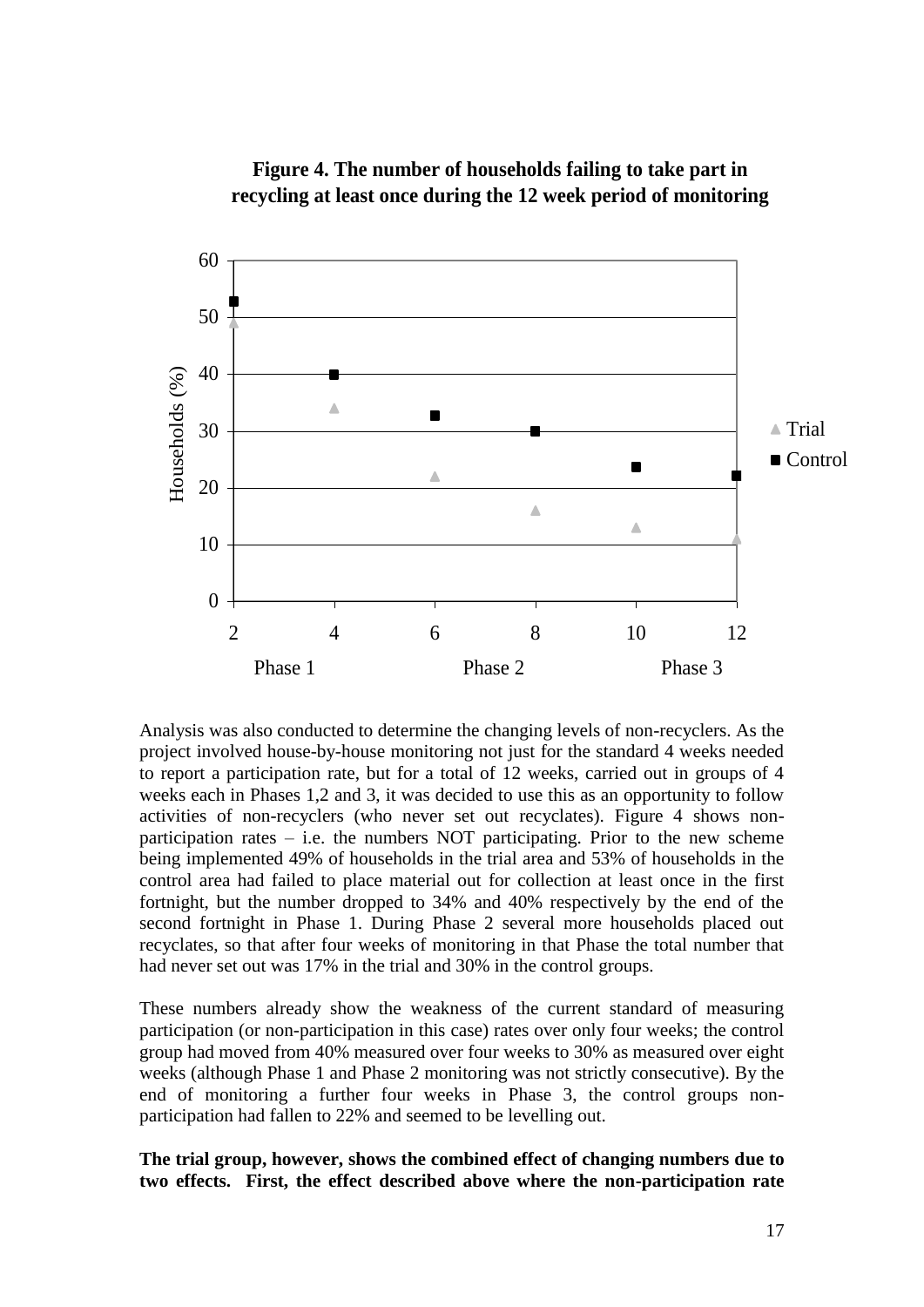**Figure 4. The number of households failing to take part in recycling at least once during the 12 week period of monitoring**

Analysis was also conducted to determine the changing levels of non-recyclers. As the project involved house-by-house monitoring not just for the standard 4 weeks needed to report a participation rate, but for a total of 12 weeks, carried out in groups of 4 weeks each in Phases 1,2 and 3, it was decided to use this as an opportunity to follow activities of non-recyclers (who never set out recyclates). Figure 4 shows non-participation rates – i.e. the numbers NOT participating. Prior to the new scheme being implemented 49% of households in the trial area and 53% of households in the control area had failed to place material out for collection at least once in the first fortnight, but the number dropped to 34% and 40% respectively by the end of the second fortnight in Phase 1. During Phase 2 several more households placed out recyclates, so that after four weeks of monitoring in that Phase the total number that had never set out was 17% in the trial and 30% in the control groups.

These numbers already show the weakness of the current standard of measuring participation (or non-participation in this case) rates over only four weeks; the control group had moved from 40% measured over four weeks to 30% as measured over eight weeks (although Phase 1 and Phase 2 monitoring was not strictly consecutive). By the end of monitoring a further four weeks in Phase 3, the control groups non-participation had fallen to 22% and seemed to be levelling out.

**The trial group, however, shows the combined effect of changing numbers due to two effects. First, the effect described above where the non-participation rate**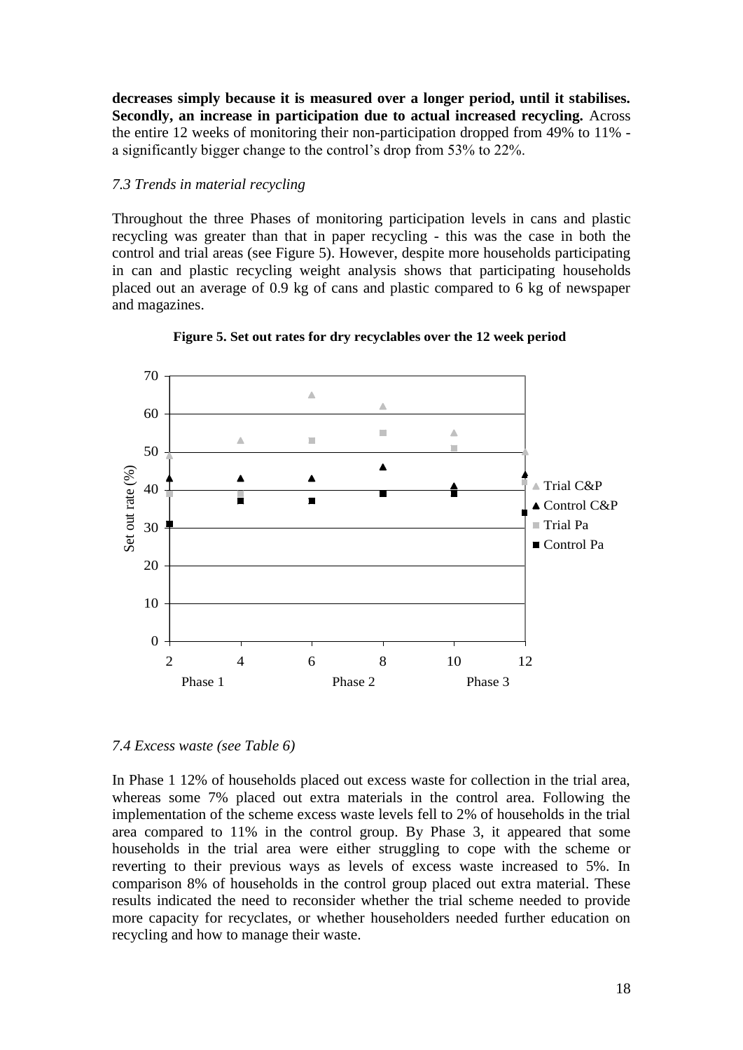**decreases simply because it is measured over a longer period, until it stabilises. Secondly, an increase in participation due to actual increased recycling.** Across the entire 12 weeks of monitoring their non-participation dropped from 49% to 11% - a significantly bigger change to the control's drop from 53% to 22%.

*7.3 Trends in material recycling*

Throughout the three Phases of monitoring participation levels in cans and plastic recycling was greater than that in paper recycling - this was the case in both the control and trial areas (see Figure 5). However, despite more households participating in can and plastic recycling weight analysis shows that participating households placed out an average of 0.9 kg of cans and plastic compared to 6 kg of newspaper and magazines.

**Figure 5. Set out rates for dry recyclables over the 12 week period**

*7.4 Excess waste (see Table 6)*

In Phase 1 12% of households placed out excess waste for collection in the trial area, whereas some 7% placed out extra materials in the control area. Following the implementation of the scheme excess waste levels fell to 2% of households in the trial area compared to 11% in the control group. By Phase 3, it appeared that some households in the trial area were either struggling to cope with the scheme or reverting to their previous ways as levels of excess waste increased to 5%. In comparison 8% of households in the control group placed out extra material. These results indicated the need to reconsider whether the trial scheme needed to provide more capacity for recyclates, or whether householders needed further education on recycling and how to manage their waste.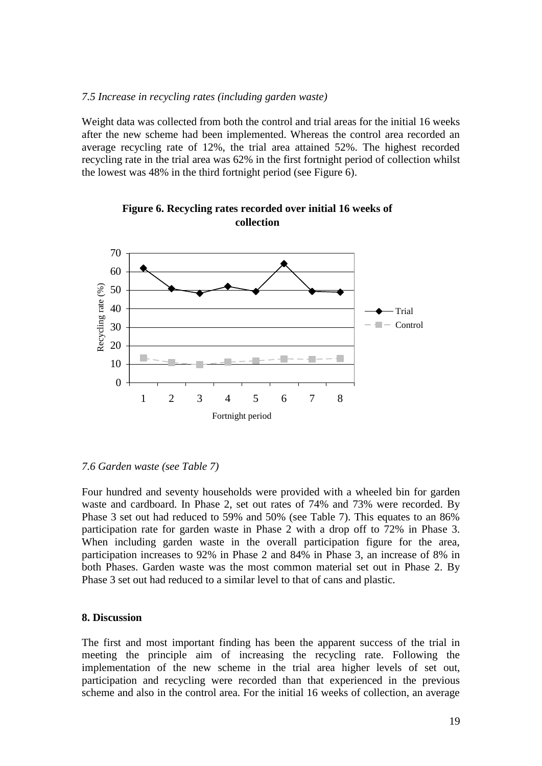*7.5 Increase in recycling rates (including garden waste)*

Weight data was collected from both the control and trial areas for the initial 16 weeks after the new scheme had been implemented. Whereas the control area recorded an average recycling rate of 12%, the trial area attained 52%. The highest recorded recycling rate in the trial area was 62% in the first fortnight period of collection whilst the lowest was 48% in the third fortnight period (see Figure 6).

**Figure 6. Recycling rates recorded over initial 16 weeks of collection**

*7.6 Garden waste (see Table 7)*

Four hundred and seventy households were provided with a wheeled bin for garden waste and cardboard. In Phase 2, set out rates of 74% and 73% were recorded. By Phase 3 set out had reduced to 59% and 50% (see Table 7). This equates to an 86% participation rate for garden waste in Phase 2 with a drop off to 72% in Phase 3. When including garden waste in the overall participation figure for the area, participation increases to 92% in Phase 2 and 84% in Phase 3, an increase of 8% in both Phases. Garden waste was the most common material set out in Phase 2. By Phase 3 set out had reduced to a similar level to that of cans and plastic.

**8. Discussion**

The first and most important finding has been the apparent success of the trial in meeting the principle aim of increasing the recycling rate. Following the implementation of the new scheme in the trial area higher levels of set out, participation and recycling were recorded than that experienced in the previous scheme and also in the control area. For the initial 16 weeks of collection, an average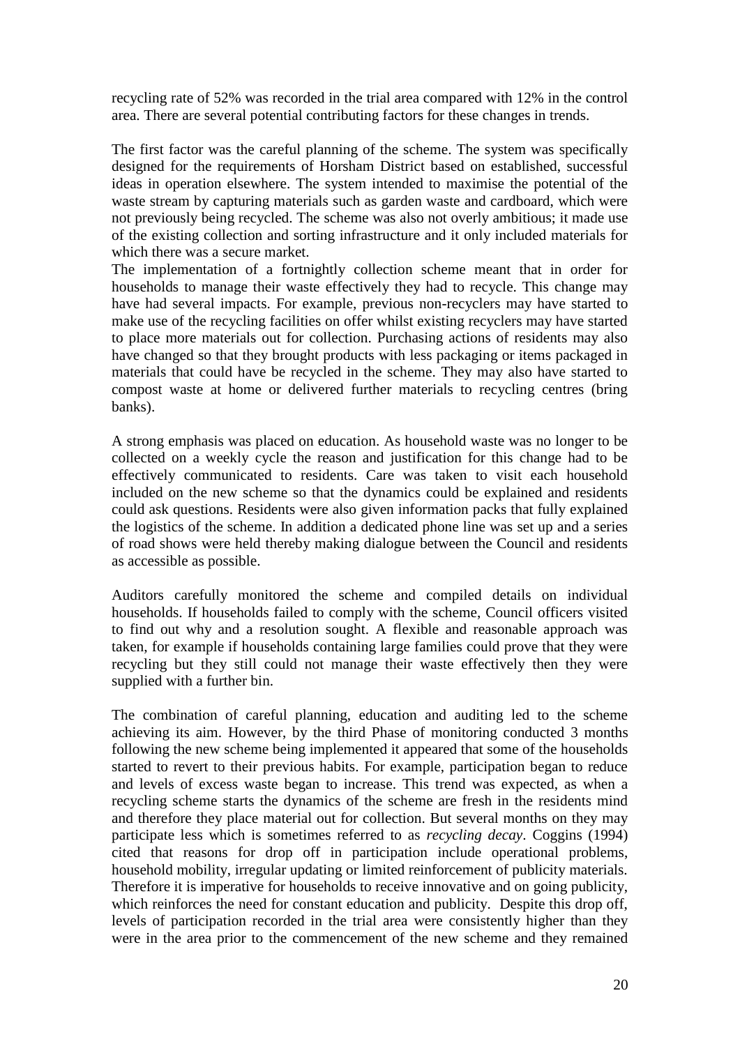recycling rate of 52% was recorded in the trial area compared with 12% in the control area. There are several potential contributing factors for these changes in trends.

The first factor was the careful planning of the scheme. The system was specifically designed for the requirements of Horsham District based on established, successful ideas in operation elsewhere. The system intended to maximise the potential of the waste stream by capturing materials such as garden waste and cardboard, which were not previously being recycled. The scheme was also not overly ambitious; it made use of the existing collection and sorting infrastructure and it only included materials for which there was a secure market.

The implementation of a fortnightly collection scheme meant that in order for households to manage their waste effectively they had to recycle. This change may have had several impacts. For example, previous non-recyclers may have started to make use of the recycling facilities on offer whilst existing recyclers may have started to place more materials out for collection. Purchasing actions of residents may also have changed so that they brought products with less packaging or items packaged in materials that could have be recycled in the scheme. They may also have started to compost waste at home or delivered further materials to recycling centres (bring banks).

A strong emphasis was placed on education. As household waste was no longer to be collected on a weekly cycle the reason and justification for this change had to be effectively communicated to residents. Care was taken to visit each household included on the new scheme so that the dynamics could be explained and residents could ask questions. Residents were also given information packs that fully explained the logistics of the scheme. In addition a dedicated phone line was set up and a series of road shows were held thereby making dialogue between the Council and residents as accessible as possible.

Auditors carefully monitored the scheme and compiled details on individual households. If households failed to comply with the scheme, Council officers visited to find out why and a resolution sought. A flexible and reasonable approach was taken, for example if households containing large families could prove that they were recycling but they still could not manage their waste effectively then they were supplied with a further bin.

The combination of careful planning, education and auditing led to the scheme achieving its aim. However, by the third Phase of monitoring conducted 3 months following the new scheme being implemented it appeared that some of the households started to revert to their previous habits. For example, participation began to reduce and levels of excess waste began to increase. This trend was expected, as when a recycling scheme starts the dynamics of the scheme are fresh in the residents mind and therefore they place material out for collection. But several months on they may participate less which is sometimes referred to as *recycling decay*. Coggins (1994) cited that reasons for drop off in participation include operational problems, household mobility, irregular updating or limited reinforcement of publicity materials. Therefore it is imperative for households to receive innovative and on going publicity, which reinforces the need for constant education and publicity. Despite this drop off, levels of participation recorded in the trial area were consistently higher than they were in the area prior to the commencement of the new scheme and they remained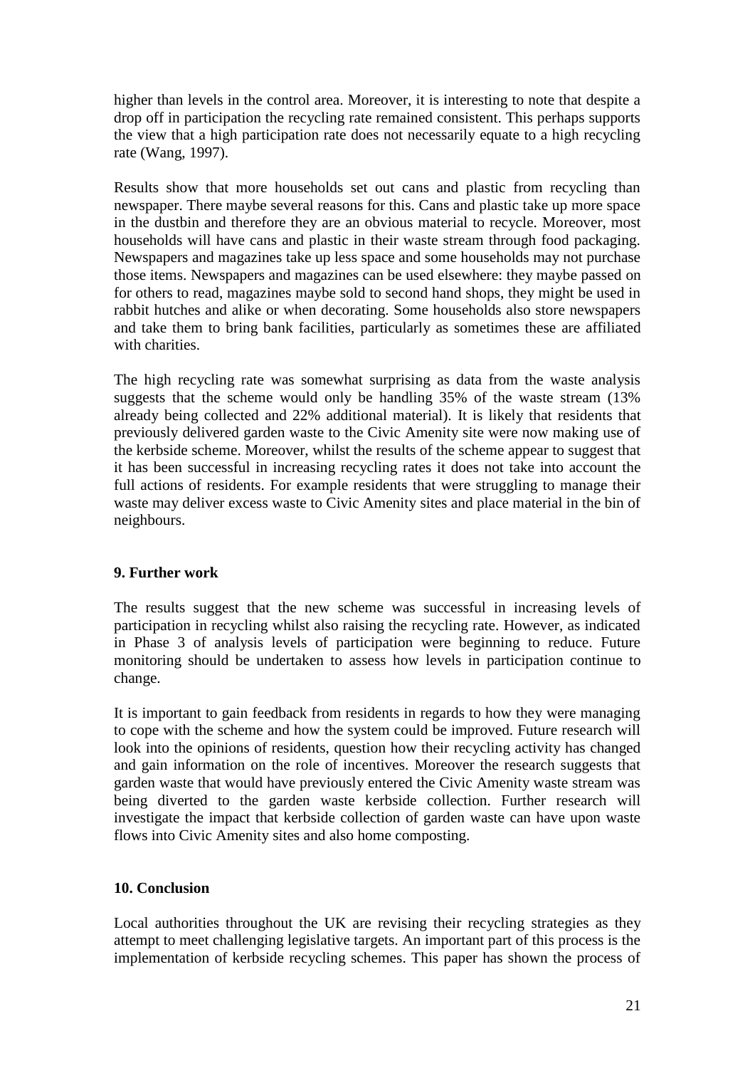higher than levels in the control area. Moreover, it is interesting to note that despite a drop off in participation the recycling rate remained consistent. This perhaps supports the view that a high participation rate does not necessarily equate to a high recycling rate (Wang, 1997).

Results show that more households set out cans and plastic from recycling than newspaper. There maybe several reasons for this. Cans and plastic take up more space in the dustbin and therefore they are an obvious material to recycle. Moreover, most households will have cans and plastic in their waste stream through food packaging. Newspapers and magazines take up less space and some households may not purchase those items. Newspapers and magazines can be used elsewhere: they maybe passed on for others to read, magazines maybe sold to second hand shops, they might be used in rabbit hutches and alike or when decorating. Some households also store newspapers and take them to bring bank facilities, particularly as sometimes these are affiliated with charities.

The high recycling rate was somewhat surprising as data from the waste analysis suggests that the scheme would only be handling 35% of the waste stream (13% already being collected and 22% additional material). It is likely that residents that previously delivered garden waste to the Civic Amenity site were now making use of the kerbside scheme. Moreover, whilst the results of the scheme appear to suggest that it has been successful in increasing recycling rates it does not take into account the full actions of residents. For example residents that were struggling to manage their waste may deliver excess waste to Civic Amenity sites and place material in the bin of neighbours.

## 9. Further work

The results suggest that the new scheme was successful in increasing levels of participation in recycling whilst also raising the recycling rate. However, as indicated in Phase 3 of analysis levels of participation were beginning to reduce. Future monitoring should be undertaken to assess how levels in participation continue to change.

It is important to gain feedback from residents in regards to how they were managing to cope with the scheme and how the system could be improved. Future research will look into the opinions of residents, question how their recycling activity has changed and gain information on the role of incentives. Moreover the research suggests that garden waste that would have previously entered the Civic Amenity waste stream was being diverted to the garden waste kerbside collection. Further research will investigate the impact that kerbside collection of garden waste can have upon waste flows into Civic Amenity sites and also home composting.

## 10. Conclusion

Local authorities throughout the UK are revising their recycling strategies as they attempt to meet challenging legislative targets. An important part of this process is the implementation of kerbside recycling schemes. This paper has shown the process of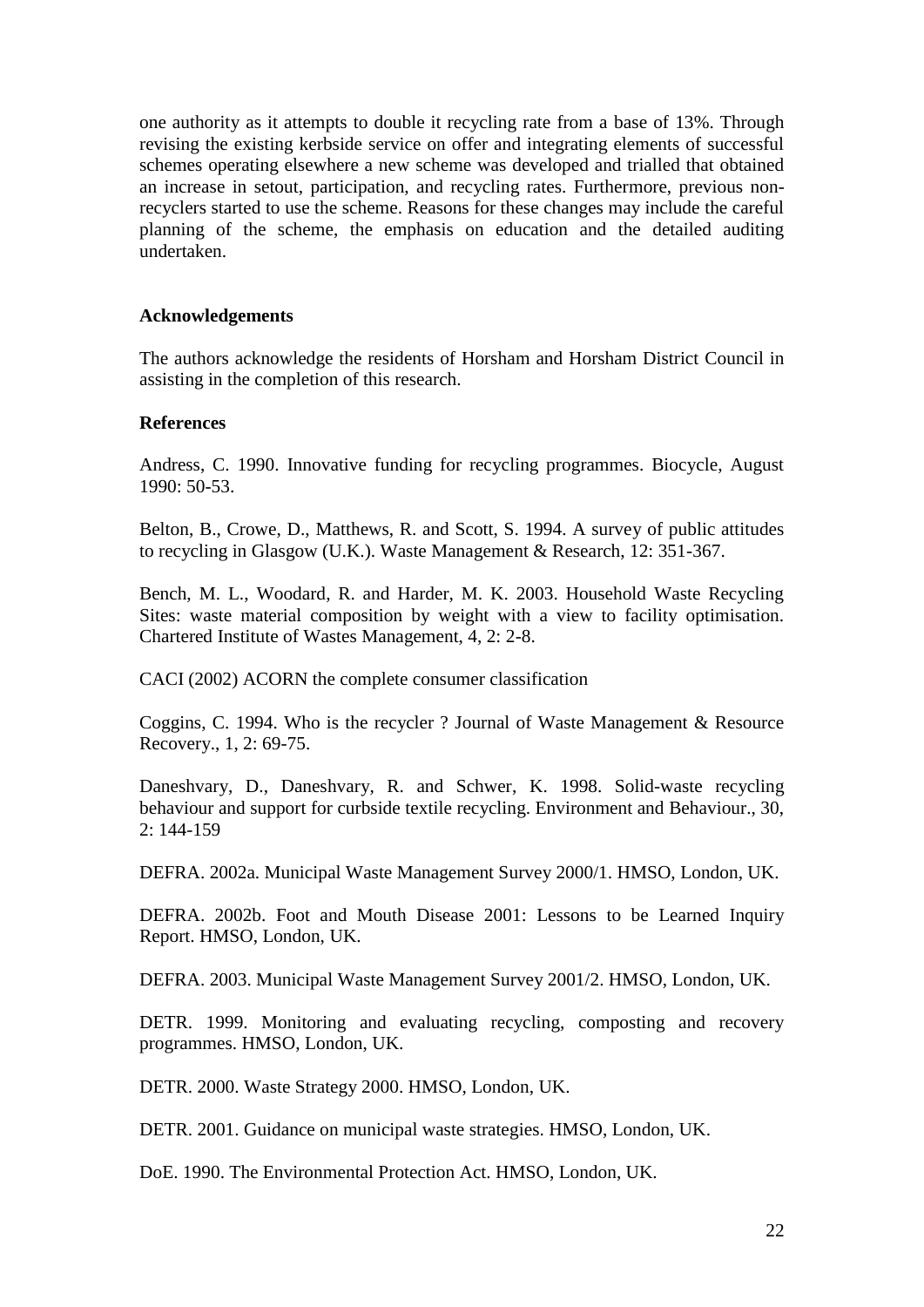one authority as it attempts to double it recycling rate from a base of 13%. Through revising the existing kerbside service on offer and integrating elements of successful schemes operating elsewhere a new scheme was developed and trialled that obtained an increase in setout, participation, and recycling rates. Furthermore, previous non-recyclers started to use the scheme. Reasons for these changes may include the careful planning of the scheme, the emphasis on education and the detailed auditing undertaken.

## Acknowledgements

The authors acknowledge the residents of Horsham and Horsham District Council in assisting in the completion of this research.

## References

Andress, C. 1990. Innovative funding for recycling programmes. Biocycle, August 1990: 50-53.

Belton, B., Crowe, D., Matthews, R. and Scott, S. 1994. A survey of public attitudes to recycling in Glasgow (U.K.). Waste Management & Research, 12: 351-367.

Bench, M. L., Woodard, R. and Harder, M. K. 2003. Household Waste Recycling Sites: waste material composition by weight with a view to facility optimisation. Chartered Institute of Wastes Management, 4, 2: 2-8.

CACI (2002) ACORN the complete consumer classification

Coggins, C. 1994. Who is the recycler ? Journal of Waste Management & Resource Recovery., 1, 2: 69-75.

Daneshvary, D., Daneshvary, R. and Schwer, K. 1998. Solid-waste recycling behaviour and support for curbside textile recycling. Environment and Behaviour., 30, 2: 144-159

DEFRA. 2002a. Municipal Waste Management Survey 2000/1. HMSO, London, UK.

DEFRA. 2002b. Foot and Mouth Disease 2001: Lessons to be Learned Inquiry Report. HMSO, London, UK.

DEFRA. 2003. Municipal Waste Management Survey 2001/2. HMSO, London, UK.

DETR. 1999. Monitoring and evaluating recycling, composting and recovery programmes. HMSO, London, UK.

DETR. 2000. Waste Strategy 2000. HMSO, London, UK.

DETR. 2001. Guidance on municipal waste strategies. HMSO, London, UK.

DoE. 1990. The Environmental Protection Act. HMSO, London, UK.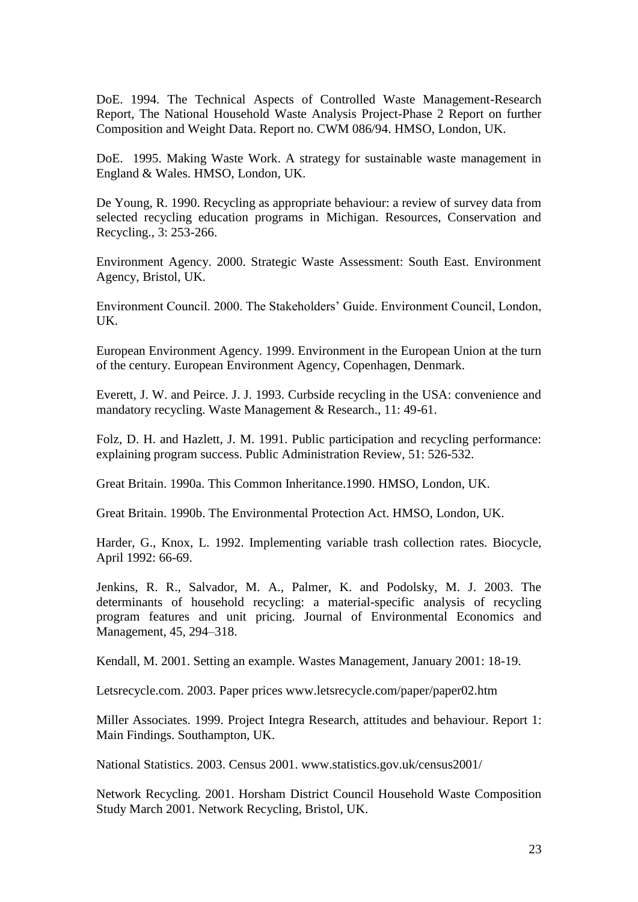DoE. 1994. The Technical Aspects of Controlled Waste Management-Research Report, The National Household Waste Analysis Project-Phase 2 Report on further Composition and Weight Data. Report no. CWM 086/94. HMSO, London, UK.

DoE. 1995. Making Waste Work. A strategy for sustainable waste management in England & Wales. HMSO, London, UK.

De Young, R. 1990. Recycling as appropriate behaviour: a review of survey data from selected recycling education programs in Michigan. Resources, Conservation and Recycling., 3: 253-266.

Environment Agency. 2000. Strategic Waste Assessment: South East. Environment Agency, Bristol, UK.

Environment Council. 2000. The Stakeholders' Guide. Environment Council, London, UK.

European Environment Agency. 1999. Environment in the European Union at the turn of the century. European Environment Agency, Copenhagen, Denmark.

Everett, J. W. and Peirce. J. J. 1993. Curbside recycling in the USA: convenience and mandatory recycling. Waste Management & Research., 11: 49-61.

Folz, D. H. and Hazlett, J. M. 1991. Public participation and recycling performance: explaining program success. Public Administration Review, 51: 526-532.

Great Britain. 1990a. This Common Inheritance.1990. HMSO, London, UK.

Great Britain. 1990b. The Environmental Protection Act. HMSO, London, UK.

Harder, G., Knox, L. 1992. Implementing variable trash collection rates. Biocycle, April 1992: 66-69.

Jenkins, R. R., Salvador, M. A., Palmer, K. and Podolsky, M. J. 2003. The determinants of household recycling: a material-specific analysis of recycling program features and unit pricing. Journal of Environmental Economics and Management, 45, 294–318.

Kendall, M. 2001. Setting an example. Wastes Management, January 2001: 18-19.

Letsrecycle.com. 2003. Paper prices www.letsrecycle.com/paper/paper02.htm

Miller Associates. 1999. Project Integra Research, attitudes and behaviour. Report 1: Main Findings. Southampton, UK.

National Statistics. 2003. Census 2001. www.statistics.gov.uk/census2001/

Network Recycling. 2001. Horsham District Council Household Waste Composition Study March 2001. Network Recycling, Bristol, UK.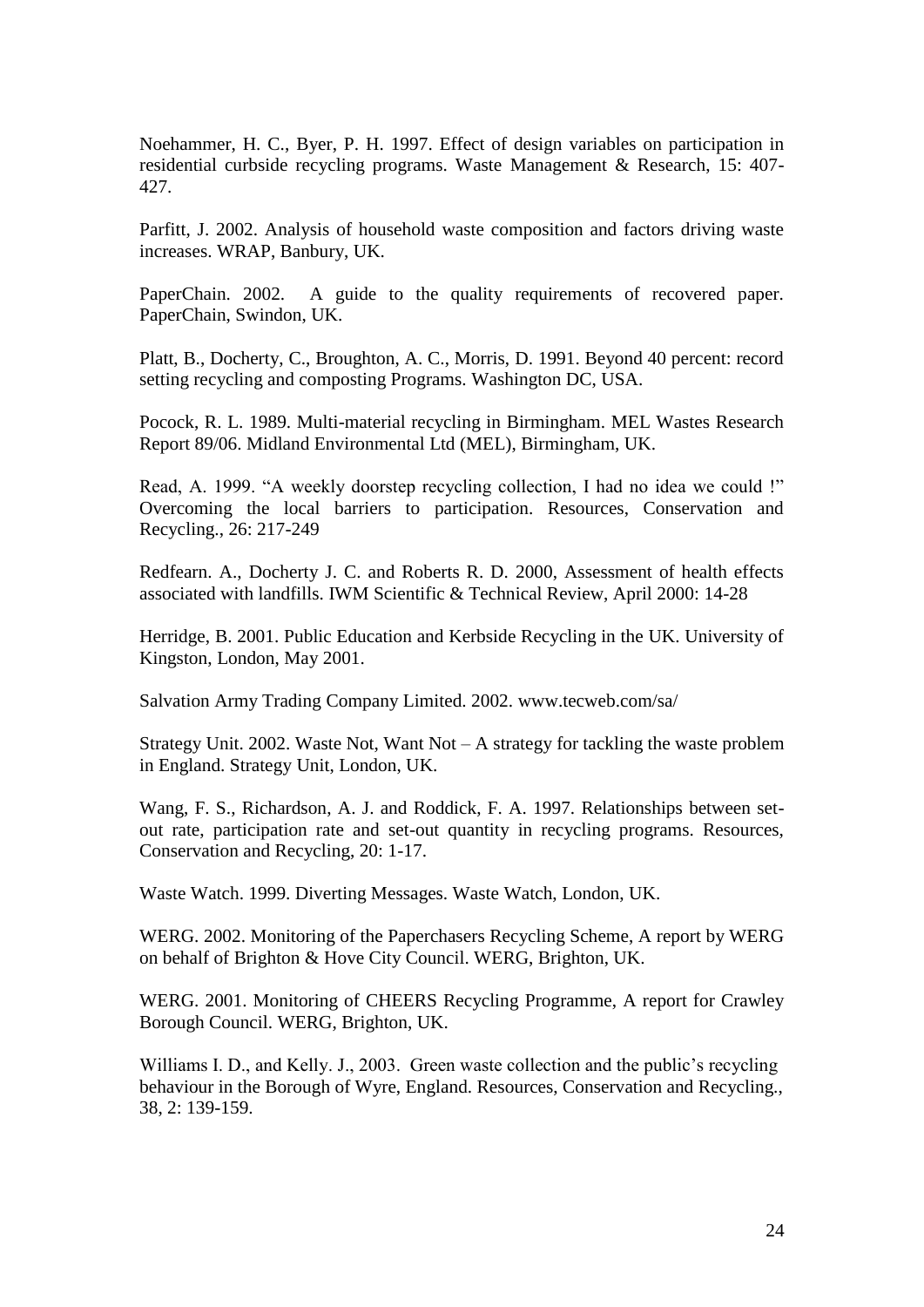Noehammer, H. C., Byer, P. H. 1997. Effect of design variables on participation in residential curbside recycling programs. Waste Management & Research, 15: 407-427.

Parfitt, J. 2002. Analysis of household waste composition and factors driving waste increases. WRAP, Banbury, UK.

PaperChain. 2002. A guide to the quality requirements of recovered paper. PaperChain, Swindon, UK.

Platt, B., Docherty, C., Broughton, A. C., Morris, D. 1991. Beyond 40 percent: record setting recycling and composting Programs. Washington DC, USA.

Pocock, R. L. 1989. Multi-material recycling in Birmingham. MEL Wastes Research Report 89/06. Midland Environmental Ltd (MEL), Birmingham, UK.

Read, A. 1999. "A weekly doorstep recycling collection, I had no idea we could !" Overcoming the local barriers to participation. Resources, Conservation and Recycling., 26: 217-249

Redfearn. A., Docherty J. C. and Roberts R. D. 2000, Assessment of health effects associated with landfills. IWM Scientific & Technical Review, April 2000: 14-28

Herridge, B. 2001. Public Education and Kerbside Recycling in the UK. University of Kingston, London, May 2001.

Salvation Army Trading Company Limited. 2002. www.tecweb.com/sa/

Strategy Unit. 2002. Waste Not, Want Not – A strategy for tackling the waste problem in England. Strategy Unit, London, UK.

Wang, F. S., Richardson, A. J. and Roddick, F. A. 1997. Relationships between set-out rate, participation rate and set-out quantity in recycling programs. Resources, Conservation and Recycling, 20: 1-17.

Waste Watch. 1999. Diverting Messages. Waste Watch, London, UK.

WERG. 2002. Monitoring of the Paperchasers Recycling Scheme, A report by WERG on behalf of Brighton & Hove City Council. WERG, Brighton, UK.

WERG. 2001. Monitoring of CHEERS Recycling Programme, A report for Crawley Borough Council. WERG, Brighton, UK.

Williams I. D., and Kelly. J., 2003. Green waste collection and the public's recycling behaviour in the Borough of Wyre, England. Resources, Conservation and Recycling., 38, 2: 139-159.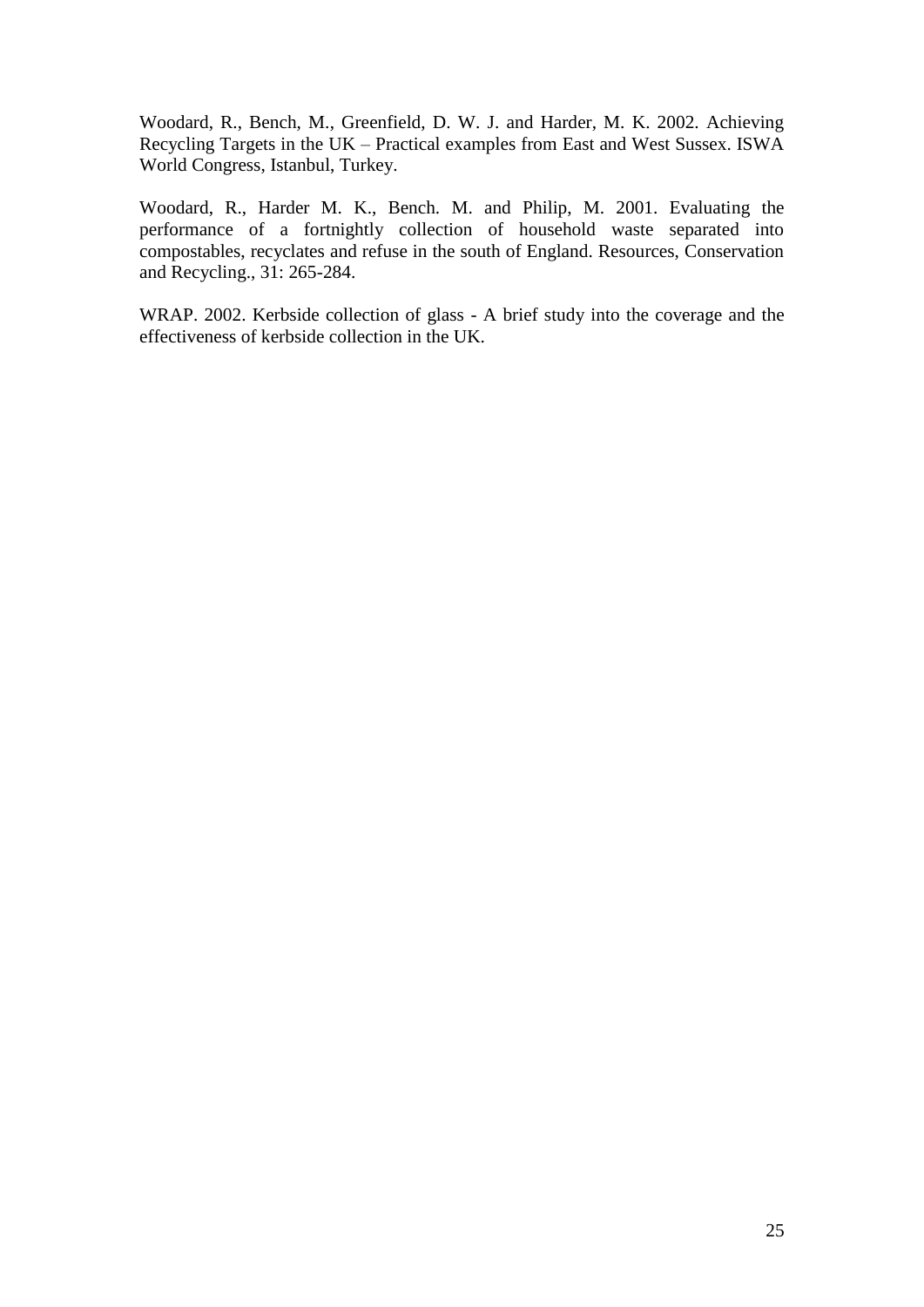Woodard, R., Bench, M., Greenfield, D. W. J. and Harder, M. K. 2002. Achieving Recycling Targets in the UK – Practical examples from East and West Sussex. ISWA World Congress, Istanbul, Turkey.

Woodard, R., Harder M. K., Bench. M. and Philip, M. 2001. Evaluating the performance of a fortnightly collection of household waste separated into compostables, recyclates and refuse in the south of England. Resources, Conservation and Recycling., 31: 265-284.

WRAP. 2002. Kerbside collection of glass - A brief study into the coverage and the effectiveness of kerbside collection in the UK.